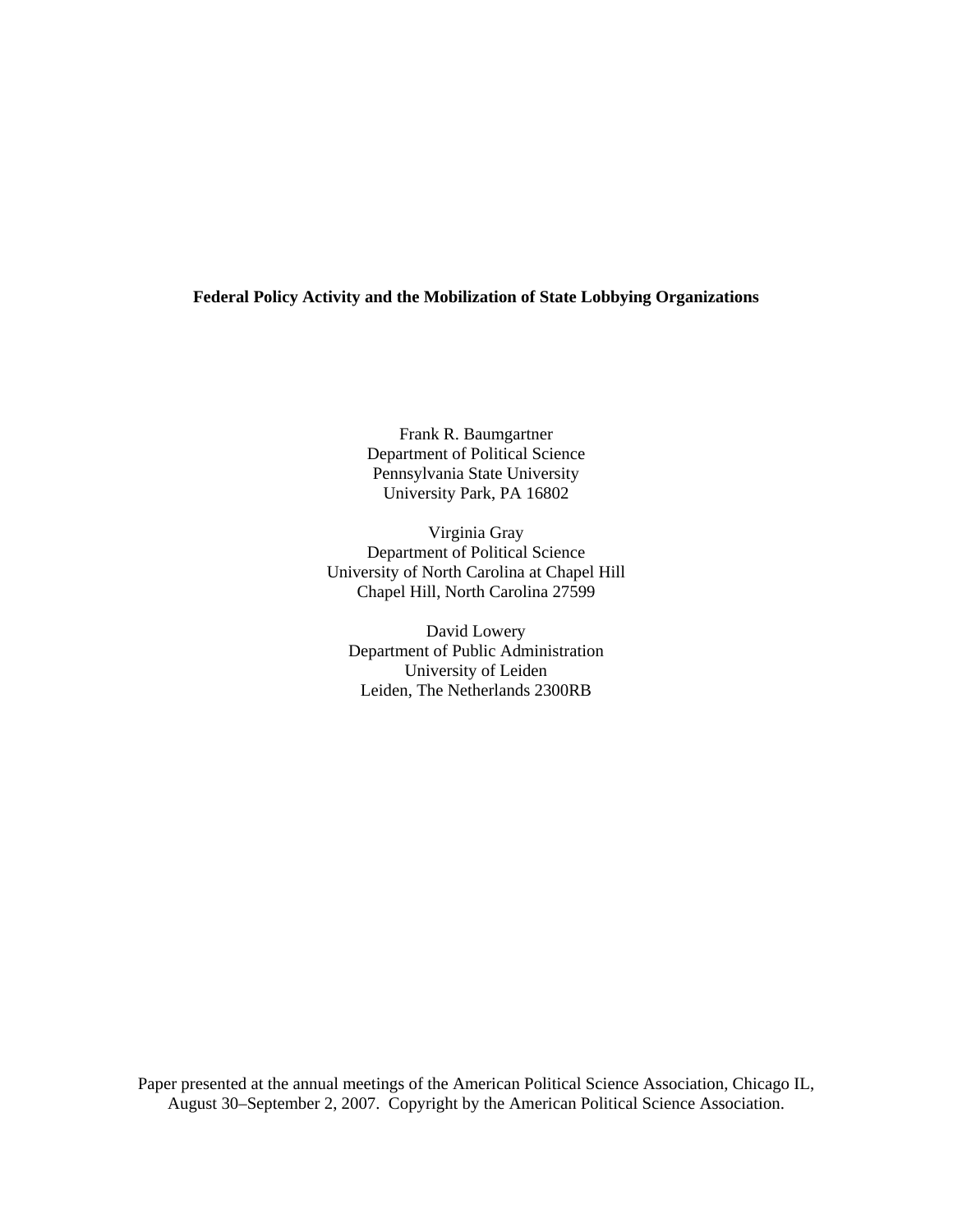**Federal Policy Activity and the Mobilization of State Lobbying Organizations**

Frank R. Baumgartner
Department of Political Science
Pennsylvania State University
University Park, PA 16802

Virginia Gray
Department of Political Science
University of North Carolina at Chapel Hill
Chapel Hill, North Carolina 27599

David Lowery
Department of Public Administration
University of Leiden
Leiden, The Netherlands 2300RB

Paper presented at the annual meetings of the American Political Science Association, Chicago IL, August 30–September 2, 2007. Copyright by the American Political Science Association.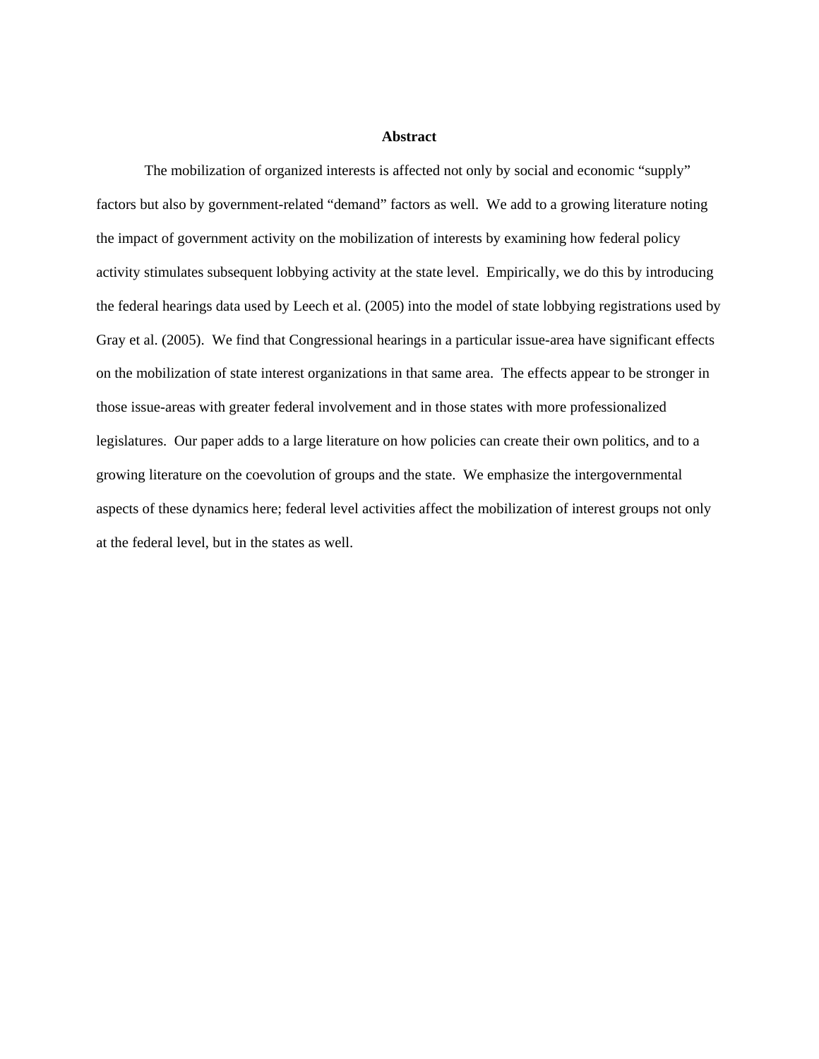# Abstract

The mobilization of organized interests is affected not only by social and economic "supply" factors but also by government-related "demand" factors as well. We add to a growing literature noting the impact of government activity on the mobilization of interests by examining how federal policy activity stimulates subsequent lobbying activity at the state level. Empirically, we do this by introducing the federal hearings data used by Leech et al. (2005) into the model of state lobbying registrations used by Gray et al. (2005). We find that Congressional hearings in a particular issue-area have significant effects on the mobilization of state interest organizations in that same area. The effects appear to be stronger in those issue-areas with greater federal involvement and in those states with more professionalized legislatures. Our paper adds to a large literature on how policies can create their own politics, and to a growing literature on the coevolution of groups and the state. We emphasize the intergovernmental aspects of these dynamics here; federal level activities affect the mobilization of interest groups not only at the federal level, but in the states as well.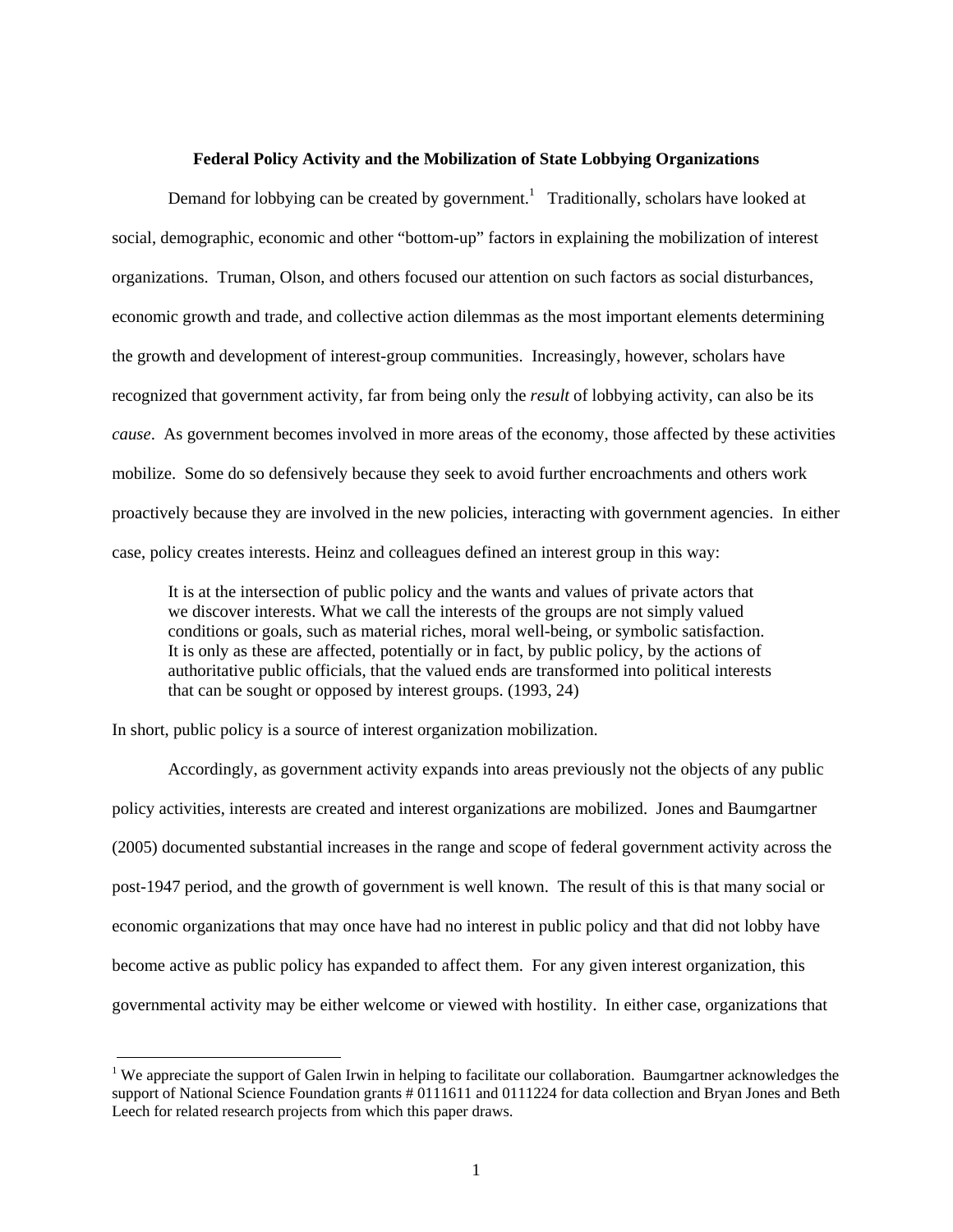**Federal Policy Activity and the Mobilization of State Lobbying Organizations**

Demand for lobbying can be created by government.[1] Traditionally, scholars have looked at social, demographic, economic and other "bottom-up" factors in explaining the mobilization of interest organizations. Truman, Olson, and others focused our attention on such factors as social disturbances, economic growth and trade, and collective action dilemmas as the most important elements determining the growth and development of interest-group communities. Increasingly, however, scholars have recognized that government activity, far from being only the *result* of lobbying activity, can also be its *cause*. As government becomes involved in more areas of the economy, those affected by these activities mobilize. Some do so defensively because they seek to avoid further encroachments and others work proactively because they are involved in the new policies, interacting with government agencies. In either case, policy creates interests. Heinz and colleagues defined an interest group in this way:

> It is at the intersection of public policy and the wants and values of private actors that we discover interests. What we call the interests of the groups are not simply valued conditions or goals, such as material riches, moral well-being, or symbolic satisfaction. It is only as these are affected, potentially or in fact, by public policy, by the actions of authoritative public officials, that the valued ends are transformed into political interests that can be sought or opposed by interest groups. (1993, 24)

In short, public policy is a source of interest organization mobilization.

Accordingly, as government activity expands into areas previously not the objects of any public policy activities, interests are created and interest organizations are mobilized. Jones and Baumgartner (2005) documented substantial increases in the range and scope of federal government activity across the post-1947 period, and the growth of government is well known. The result of this is that many social or economic organizations that may once have had no interest in public policy and that did not lobby have become active as public policy has expanded to affect them. For any given interest organization, this governmental activity may be either welcome or viewed with hostility. In either case, organizations that

[1] We appreciate the support of Galen Irwin in helping to facilitate our collaboration. Baumgartner acknowledges the support of National Science Foundation grants # 0111611 and 0111224 for data collection and Bryan Jones and Beth Leech for related research projects from which this paper draws.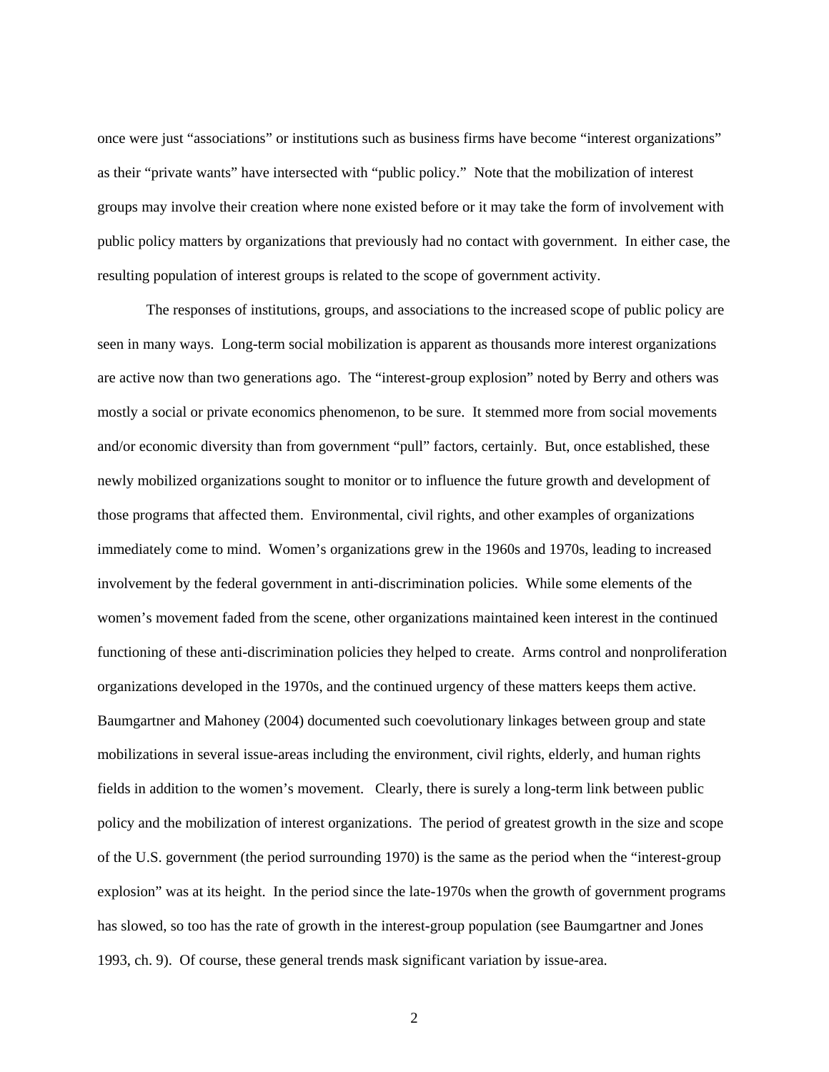once were just “associations” or institutions such as business firms have become “interest organizations” as their “private wants” have intersected with “public policy.” Note that the mobilization of interest groups may involve their creation where none existed before or it may take the form of involvement with public policy matters by organizations that previously had no contact with government. In either case, the resulting population of interest groups is related to the scope of government activity.

The responses of institutions, groups, and associations to the increased scope of public policy are seen in many ways. Long-term social mobilization is apparent as thousands more interest organizations are active now than two generations ago. The “interest-group explosion” noted by Berry and others was mostly a social or private economics phenomenon, to be sure. It stemmed more from social movements and/or economic diversity than from government “pull” factors, certainly. But, once established, these newly mobilized organizations sought to monitor or to influence the future growth and development of those programs that affected them. Environmental, civil rights, and other examples of organizations immediately come to mind. Women’s organizations grew in the 1960s and 1970s, leading to increased involvement by the federal government in anti-discrimination policies. While some elements of the women’s movement faded from the scene, other organizations maintained keen interest in the continued functioning of these anti-discrimination policies they helped to create. Arms control and nonproliferation organizations developed in the 1970s, and the continued urgency of these matters keeps them active. Baumgartner and Mahoney (2004) documented such coevolutionary linkages between group and state mobilizations in several issue-areas including the environment, civil rights, elderly, and human rights fields in addition to the women’s movement. Clearly, there is surely a long-term link between public policy and the mobilization of interest organizations. The period of greatest growth in the size and scope of the U.S. government (the period surrounding 1970) is the same as the period when the “interest-group explosion” was at its height. In the period since the late-1970s when the growth of government programs has slowed, so too has the rate of growth in the interest-group population (see Baumgartner and Jones 1993, ch. 9). Of course, these general trends mask significant variation by issue-area.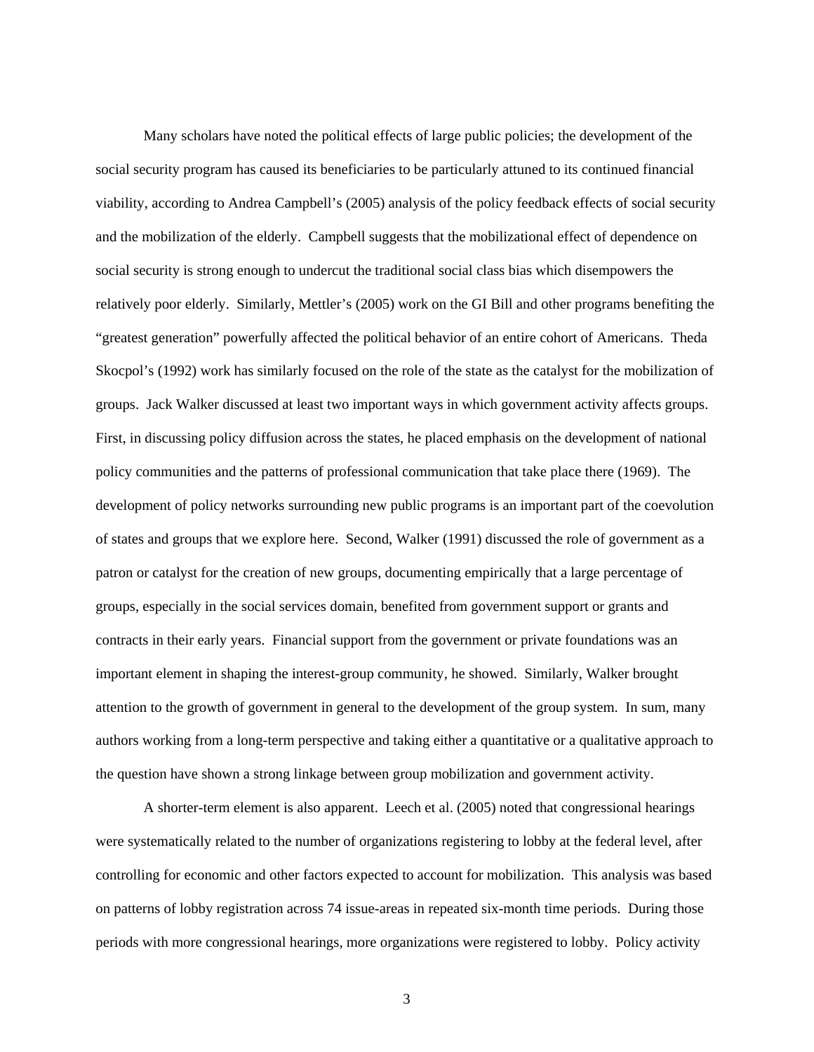Many scholars have noted the political effects of large public policies; the development of the social security program has caused its beneficiaries to be particularly attuned to its continued financial viability, according to Andrea Campbell's (2005) analysis of the policy feedback effects of social security and the mobilization of the elderly. Campbell suggests that the mobilizational effect of dependence on social security is strong enough to undercut the traditional social class bias which disempowers the relatively poor elderly. Similarly, Mettler's (2005) work on the GI Bill and other programs benefiting the "greatest generation" powerfully affected the political behavior of an entire cohort of Americans. Theda Skocpol's (1992) work has similarly focused on the role of the state as the catalyst for the mobilization of groups. Jack Walker discussed at least two important ways in which government activity affects groups. First, in discussing policy diffusion across the states, he placed emphasis on the development of national policy communities and the patterns of professional communication that take place there (1969). The development of policy networks surrounding new public programs is an important part of the coevolution of states and groups that we explore here. Second, Walker (1991) discussed the role of government as a patron or catalyst for the creation of new groups, documenting empirically that a large percentage of groups, especially in the social services domain, benefited from government support or grants and contracts in their early years. Financial support from the government or private foundations was an important element in shaping the interest-group community, he showed. Similarly, Walker brought attention to the growth of government in general to the development of the group system. In sum, many authors working from a long-term perspective and taking either a quantitative or a qualitative approach to the question have shown a strong linkage between group mobilization and government activity.

A shorter-term element is also apparent. Leech et al. (2005) noted that congressional hearings were systematically related to the number of organizations registering to lobby at the federal level, after controlling for economic and other factors expected to account for mobilization. This analysis was based on patterns of lobby registration across 74 issue-areas in repeated six-month time periods. During those periods with more congressional hearings, more organizations were registered to lobby. Policy activity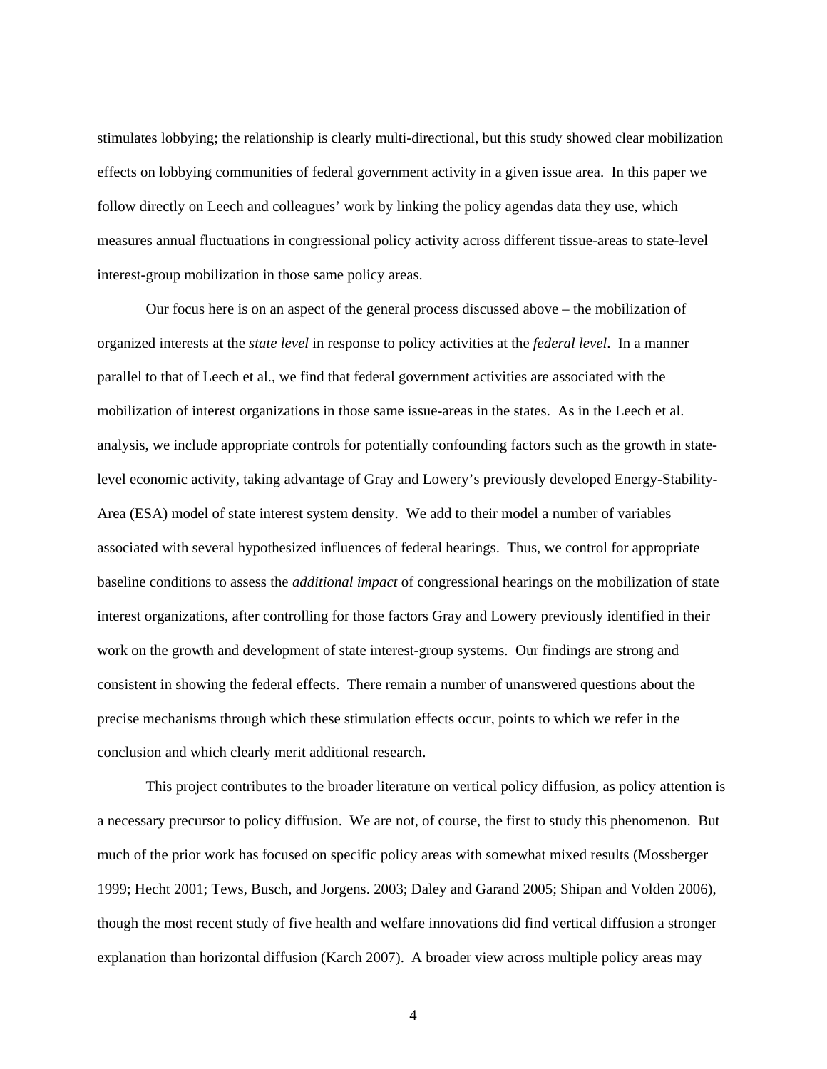stimulates lobbying; the relationship is clearly multi-directional, but this study showed clear mobilization effects on lobbying communities of federal government activity in a given issue area. In this paper we follow directly on Leech and colleagues' work by linking the policy agendas data they use, which measures annual fluctuations in congressional policy activity across different tissue-areas to state-level interest-group mobilization in those same policy areas.

Our focus here is on an aspect of the general process discussed above – the mobilization of organized interests at the *state level* in response to policy activities at the *federal level*. In a manner parallel to that of Leech et al., we find that federal government activities are associated with the mobilization of interest organizations in those same issue-areas in the states. As in the Leech et al. analysis, we include appropriate controls for potentially confounding factors such as the growth in state-level economic activity, taking advantage of Gray and Lowery's previously developed Energy-Stability-Area (ESA) model of state interest system density. We add to their model a number of variables associated with several hypothesized influences of federal hearings. Thus, we control for appropriate baseline conditions to assess the *additional impact* of congressional hearings on the mobilization of state interest organizations, after controlling for those factors Gray and Lowery previously identified in their work on the growth and development of state interest-group systems. Our findings are strong and consistent in showing the federal effects. There remain a number of unanswered questions about the precise mechanisms through which these stimulation effects occur, points to which we refer in the conclusion and which clearly merit additional research.

This project contributes to the broader literature on vertical policy diffusion, as policy attention is a necessary precursor to policy diffusion. We are not, of course, the first to study this phenomenon. But much of the prior work has focused on specific policy areas with somewhat mixed results (Mossberger 1999; Hecht 2001; Tews, Busch, and Jorgens. 2003; Daley and Garand 2005; Shipan and Volden 2006), though the most recent study of five health and welfare innovations did find vertical diffusion a stronger explanation than horizontal diffusion (Karch 2007). A broader view across multiple policy areas may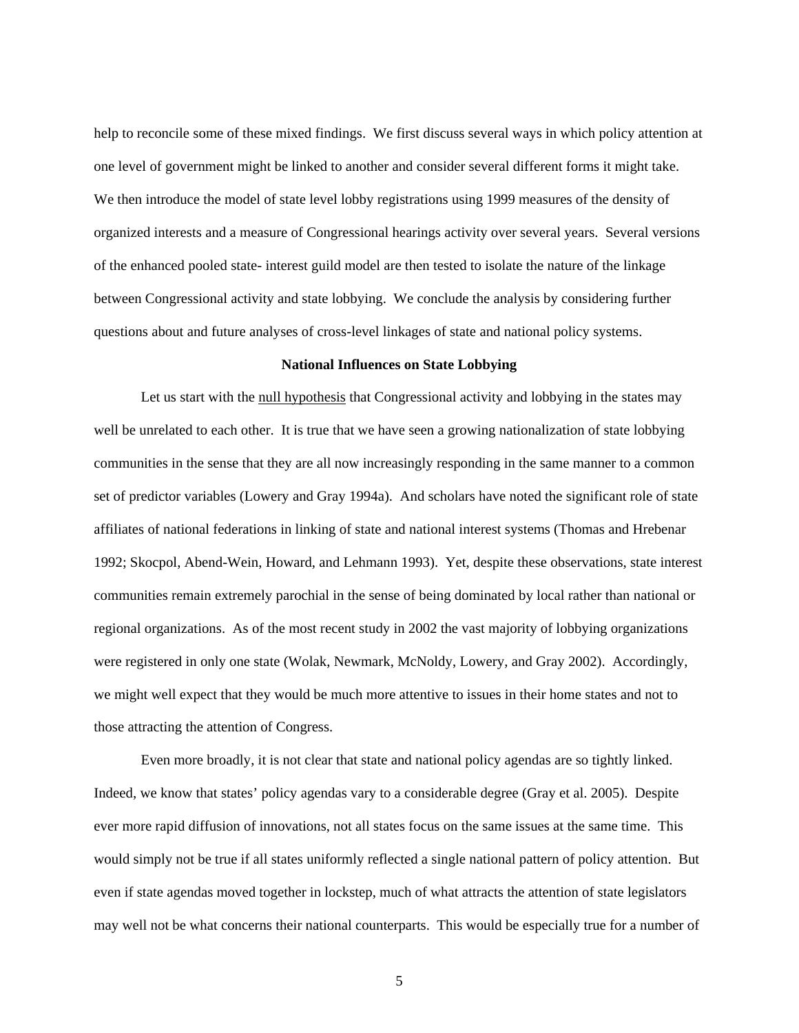help to reconcile some of these mixed findings. We first discuss several ways in which policy attention at one level of government might be linked to another and consider several different forms it might take. We then introduce the model of state level lobby registrations using 1999 measures of the density of organized interests and a measure of Congressional hearings activity over several years. Several versions of the enhanced pooled state- interest guild model are then tested to isolate the nature of the linkage between Congressional activity and state lobbying. We conclude the analysis by considering further questions about and future analyses of cross-level linkages of state and national policy systems.

**National Influences on State Lobbying**

Let us start with the <u>null hypothesis</u> that Congressional activity and lobbying in the states may well be unrelated to each other. It is true that we have seen a growing nationalization of state lobbying communities in the sense that they are all now increasingly responding in the same manner to a common set of predictor variables (Lowery and Gray 1994a). And scholars have noted the significant role of state affiliates of national federations in linking of state and national interest systems (Thomas and Hrebenar 1992; Skocpol, Abend-Wein, Howard, and Lehmann 1993). Yet, despite these observations, state interest communities remain extremely parochial in the sense of being dominated by local rather than national or regional organizations. As of the most recent study in 2002 the vast majority of lobbying organizations were registered in only one state (Wolak, Newmark, McNoldy, Lowery, and Gray 2002). Accordingly, we might well expect that they would be much more attentive to issues in their home states and not to those attracting the attention of Congress.

Even more broadly, it is not clear that state and national policy agendas are so tightly linked. Indeed, we know that states' policy agendas vary to a considerable degree (Gray et al. 2005). Despite ever more rapid diffusion of innovations, not all states focus on the same issues at the same time. This would simply not be true if all states uniformly reflected a single national pattern of policy attention. But even if state agendas moved together in lockstep, much of what attracts the attention of state legislators may well not be what concerns their national counterparts. This would be especially true for a number of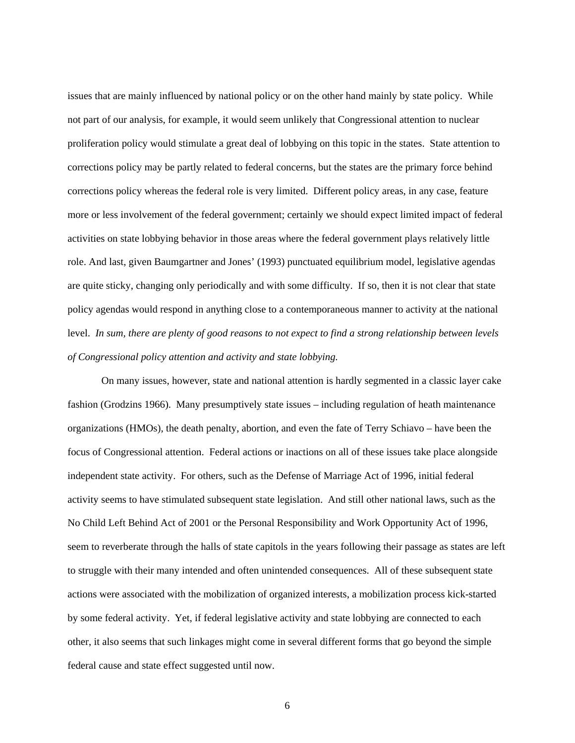issues that are mainly influenced by national policy or on the other hand mainly by state policy. While not part of our analysis, for example, it would seem unlikely that Congressional attention to nuclear proliferation policy would stimulate a great deal of lobbying on this topic in the states. State attention to corrections policy may be partly related to federal concerns, but the states are the primary force behind corrections policy whereas the federal role is very limited. Different policy areas, in any case, feature more or less involvement of the federal government; certainly we should expect limited impact of federal activities on state lobbying behavior in those areas where the federal government plays relatively little role. And last, given Baumgartner and Jones' (1993) punctuated equilibrium model, legislative agendas are quite sticky, changing only periodically and with some difficulty. If so, then it is not clear that state policy agendas would respond in anything close to a contemporaneous manner to activity at the national level. *In sum, there are plenty of good reasons to not expect to find a strong relationship between levels of Congressional policy attention and activity and state lobbying.*

On many issues, however, state and national attention is hardly segmented in a classic layer cake fashion (Grodzins 1966). Many presumptively state issues – including regulation of heath maintenance organizations (HMOs), the death penalty, abortion, and even the fate of Terry Schiavo – have been the focus of Congressional attention. Federal actions or inactions on all of these issues take place alongside independent state activity. For others, such as the Defense of Marriage Act of 1996, initial federal activity seems to have stimulated subsequent state legislation. And still other national laws, such as the No Child Left Behind Act of 2001 or the Personal Responsibility and Work Opportunity Act of 1996, seem to reverberate through the halls of state capitols in the years following their passage as states are left to struggle with their many intended and often unintended consequences. All of these subsequent state actions were associated with the mobilization of organized interests, a mobilization process kick-started by some federal activity. Yet, if federal legislative activity and state lobbying are connected to each other, it also seems that such linkages might come in several different forms that go beyond the simple federal cause and state effect suggested until now.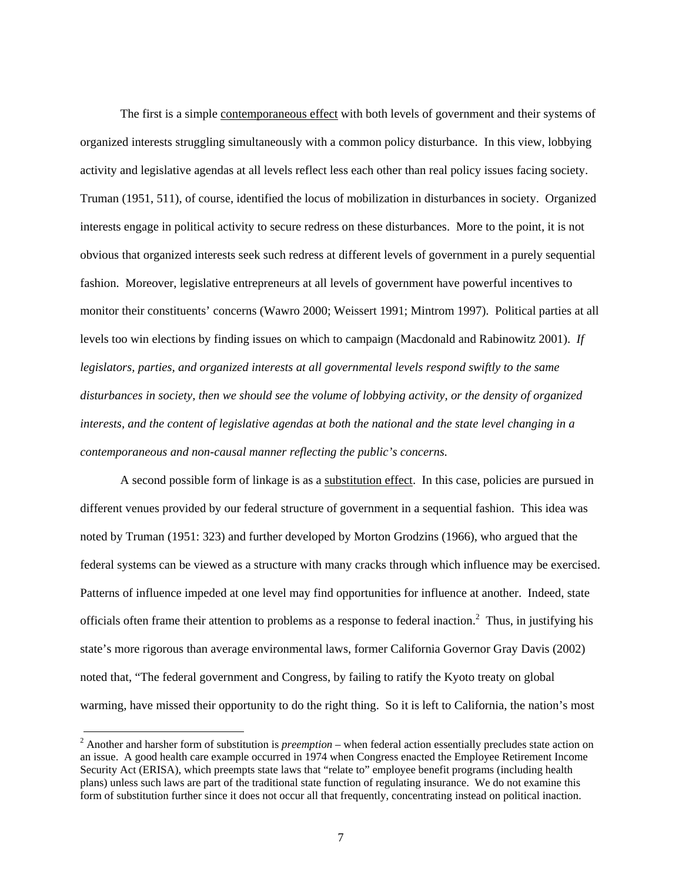The first is a simple <u>contemporaneous effect</u> with both levels of government and their systems of organized interests struggling simultaneously with a common policy disturbance. In this view, lobbying activity and legislative agendas at all levels reflect less each other than real policy issues facing society. Truman (1951, 511), of course, identified the locus of mobilization in disturbances in society. Organized interests engage in political activity to secure redress on these disturbances. More to the point, it is not obvious that organized interests seek such redress at different levels of government in a purely sequential fashion. Moreover, legislative entrepreneurs at all levels of government have powerful incentives to monitor their constituents' concerns (Wawro 2000; Weissert 1991; Mintrom 1997). Political parties at all levels too win elections by finding issues on which to campaign (Macdonald and Rabinowitz 2001). *If legislators, parties, and organized interests at all governmental levels respond swiftly to the same disturbances in society, then we should see the volume of lobbying activity, or the density of organized interests, and the content of legislative agendas at both the national and the state level changing in a contemporaneous and non-causal manner reflecting the public's concerns.*

A second possible form of linkage is as a <u>substitution effect</u>. In this case, policies are pursued in different venues provided by our federal structure of government in a sequential fashion. This idea was noted by Truman (1951: 323) and further developed by Morton Grodzins (1966), who argued that the federal systems can be viewed as a structure with many cracks through which influence may be exercised. Patterns of influence impeded at one level may find opportunities for influence at another. Indeed, state officials often frame their attention to problems as a response to federal inaction.[2] Thus, in justifying his state's more rigorous than average environmental laws, former California Governor Gray Davis (2002) noted that, "The federal government and Congress, by failing to ratify the Kyoto treaty on global warming, have missed their opportunity to do the right thing. So it is left to California, the nation's most

[2] Another and harsher form of substitution is *preemption* – when federal action essentially precludes state action on an issue. A good health care example occurred in 1974 when Congress enacted the Employee Retirement Income Security Act (ERISA), which preempts state laws that "relate to" employee benefit programs (including health plans) unless such laws are part of the traditional state function of regulating insurance. We do not examine this form of substitution further since it does not occur all that frequently, concentrating instead on political inaction.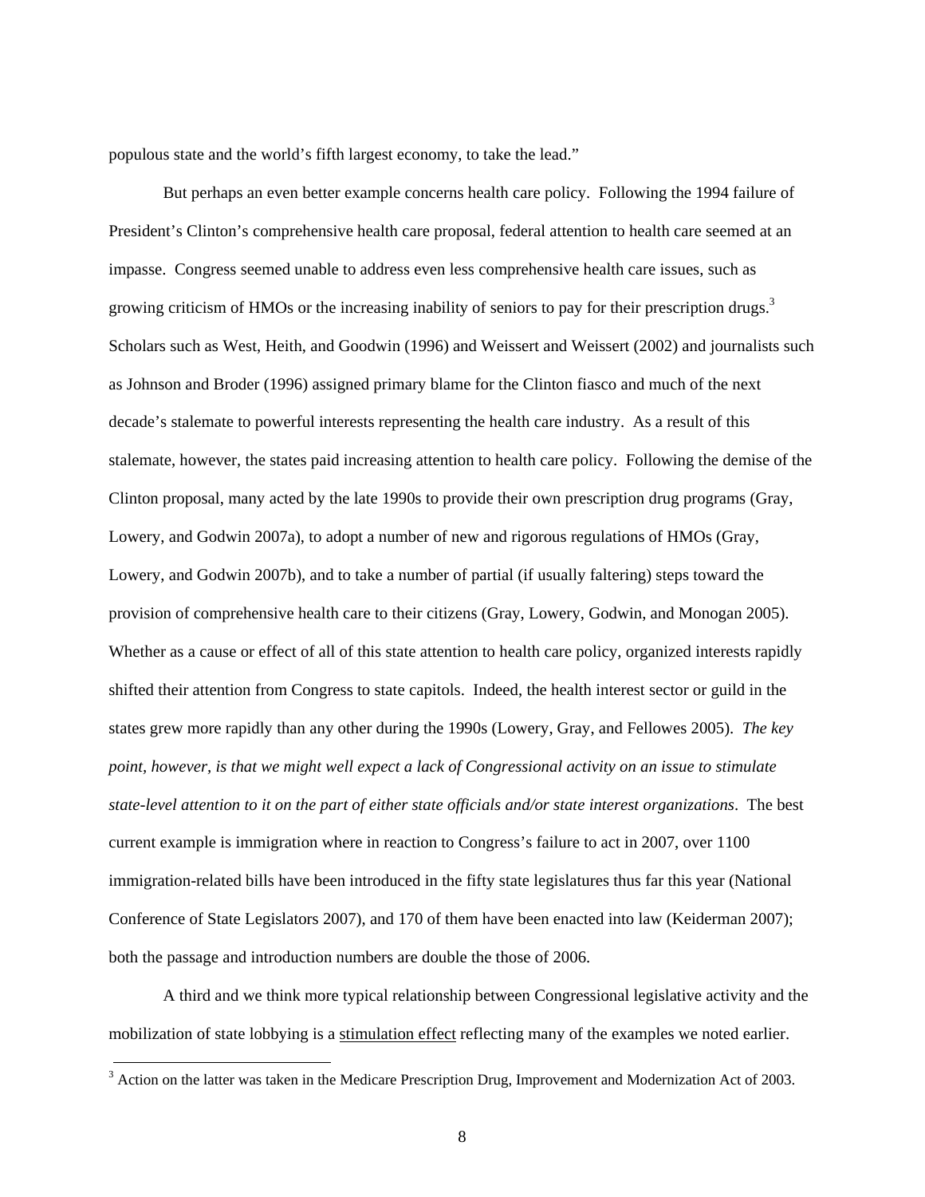populous state and the world's fifth largest economy, to take the lead."

But perhaps an even better example concerns health care policy. Following the 1994 failure of President's Clinton's comprehensive health care proposal, federal attention to health care seemed at an impasse. Congress seemed unable to address even less comprehensive health care issues, such as growing criticism of HMOs or the increasing inability of seniors to pay for their prescription drugs.[3] Scholars such as West, Heith, and Goodwin (1996) and Weissert and Weissert (2002) and journalists such as Johnson and Broder (1996) assigned primary blame for the Clinton fiasco and much of the next decade's stalemate to powerful interests representing the health care industry. As a result of this stalemate, however, the states paid increasing attention to health care policy. Following the demise of the Clinton proposal, many acted by the late 1990s to provide their own prescription drug programs (Gray, Lowery, and Godwin 2007a), to adopt a number of new and rigorous regulations of HMOs (Gray, Lowery, and Godwin 2007b), and to take a number of partial (if usually faltering) steps toward the provision of comprehensive health care to their citizens (Gray, Lowery, Godwin, and Monogan 2005). Whether as a cause or effect of all of this state attention to health care policy, organized interests rapidly shifted their attention from Congress to state capitols. Indeed, the health interest sector or guild in the states grew more rapidly than any other during the 1990s (Lowery, Gray, and Fellowes 2005). *The key point, however, is that we might well expect a lack of Congressional activity on an issue to stimulate state-level attention to it on the part of either state officials and/or state interest organizations*. The best current example is immigration where in reaction to Congress's failure to act in 2007, over 1100 immigration-related bills have been introduced in the fifty state legislatures thus far this year (National Conference of State Legislators 2007), and 170 of them have been enacted into law (Keiderman 2007); both the passage and introduction numbers are double the those of 2006.

A third and we think more typical relationship between Congressional legislative activity and the mobilization of state lobbying is a <u>stimulation effect</u> reflecting many of the examples we noted earlier.

[3] Action on the latter was taken in the Medicare Prescription Drug, Improvement and Modernization Act of 2003.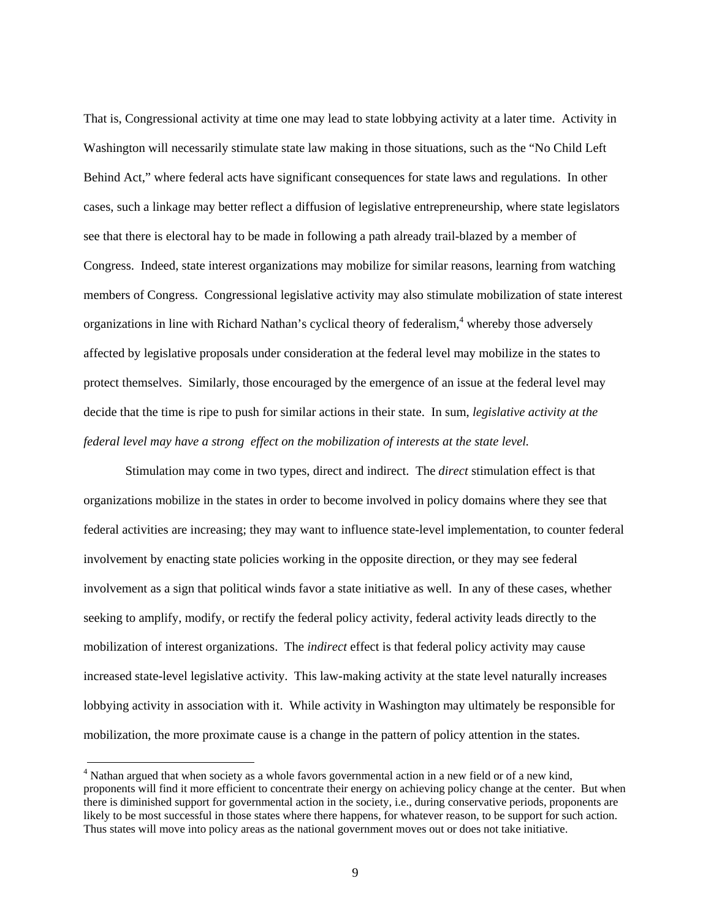That is, Congressional activity at time one may lead to state lobbying activity at a later time. Activity in Washington will necessarily stimulate state law making in those situations, such as the "No Child Left Behind Act," where federal acts have significant consequences for state laws and regulations. In other cases, such a linkage may better reflect a diffusion of legislative entrepreneurship, where state legislators see that there is electoral hay to be made in following a path already trail-blazed by a member of Congress. Indeed, state interest organizations may mobilize for similar reasons, learning from watching members of Congress. Congressional legislative activity may also stimulate mobilization of state interest organizations in line with Richard Nathan's cyclical theory of federalism,[4] whereby those adversely affected by legislative proposals under consideration at the federal level may mobilize in the states to protect themselves. Similarly, those encouraged by the emergence of an issue at the federal level may decide that the time is ripe to push for similar actions in their state. In sum, *legislative activity at the federal level may have a strong effect on the mobilization of interests at the state level.*

Stimulation may come in two types, direct and indirect. The *direct* stimulation effect is that organizations mobilize in the states in order to become involved in policy domains where they see that federal activities are increasing; they may want to influence state-level implementation, to counter federal involvement by enacting state policies working in the opposite direction, or they may see federal involvement as a sign that political winds favor a state initiative as well. In any of these cases, whether seeking to amplify, modify, or rectify the federal policy activity, federal activity leads directly to the mobilization of interest organizations. The *indirect* effect is that federal policy activity may cause increased state-level legislative activity. This law-making activity at the state level naturally increases lobbying activity in association with it. While activity in Washington may ultimately be responsible for mobilization, the more proximate cause is a change in the pattern of policy attention in the states.

[4] Nathan argued that when society as a whole favors governmental action in a new field or of a new kind, proponents will find it more efficient to concentrate their energy on achieving policy change at the center. But when there is diminished support for governmental action in the society, i.e., during conservative periods, proponents are likely to be most successful in those states where there happens, for whatever reason, to be support for such action. Thus states will move into policy areas as the national government moves out or does not take initiative.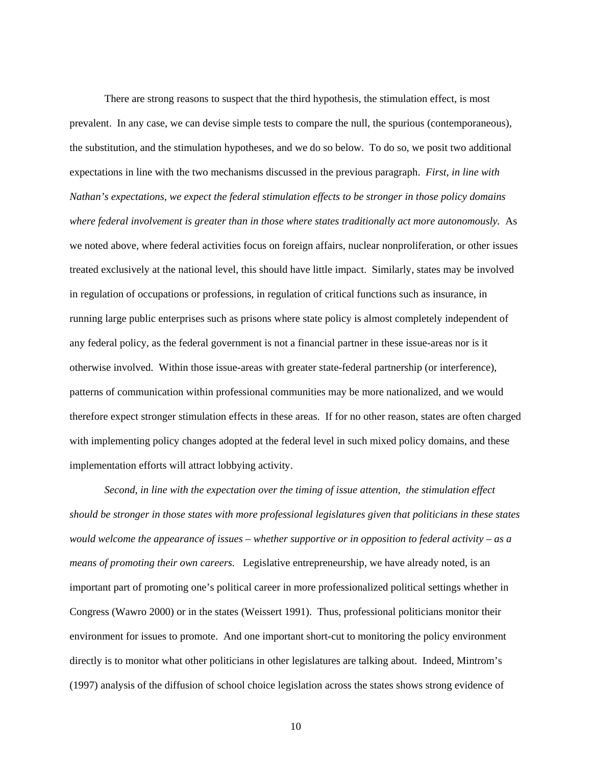There are strong reasons to suspect that the third hypothesis, the stimulation effect, is most prevalent. In any case, we can devise simple tests to compare the null, the spurious (contemporaneous), the substitution, and the stimulation hypotheses, and we do so below. To do so, we posit two additional expectations in line with the two mechanisms discussed in the previous paragraph. *First, in line with Nathan's expectations, we expect the federal stimulation effects to be stronger in those policy domains where federal involvement is greater than in those where states traditionally act more autonomously.* As we noted above, where federal activities focus on foreign affairs, nuclear nonproliferation, or other issues treated exclusively at the national level, this should have little impact. Similarly, states may be involved in regulation of occupations or professions, in regulation of critical functions such as insurance, in running large public enterprises such as prisons where state policy is almost completely independent of any federal policy, as the federal government is not a financial partner in these issue-areas nor is it otherwise involved. Within those issue-areas with greater state-federal partnership (or interference), patterns of communication within professional communities may be more nationalized, and we would therefore expect stronger stimulation effects in these areas. If for no other reason, states are often charged with implementing policy changes adopted at the federal level in such mixed policy domains, and these implementation efforts will attract lobbying activity.

*Second, in line with the expectation over the timing of issue attention, the stimulation effect should be stronger in those states with more professional legislatures given that politicians in these states would welcome the appearance of issues – whether supportive or in opposition to federal activity – as a means of promoting their own careers.* Legislative entrepreneurship, we have already noted, is an important part of promoting one's political career in more professionalized political settings whether in Congress (Wawro 2000) or in the states (Weissert 1991). Thus, professional politicians monitor their environment for issues to promote. And one important short-cut to monitoring the policy environment directly is to monitor what other politicians in other legislatures are talking about. Indeed, Mintrom's (1997) analysis of the diffusion of school choice legislation across the states shows strong evidence of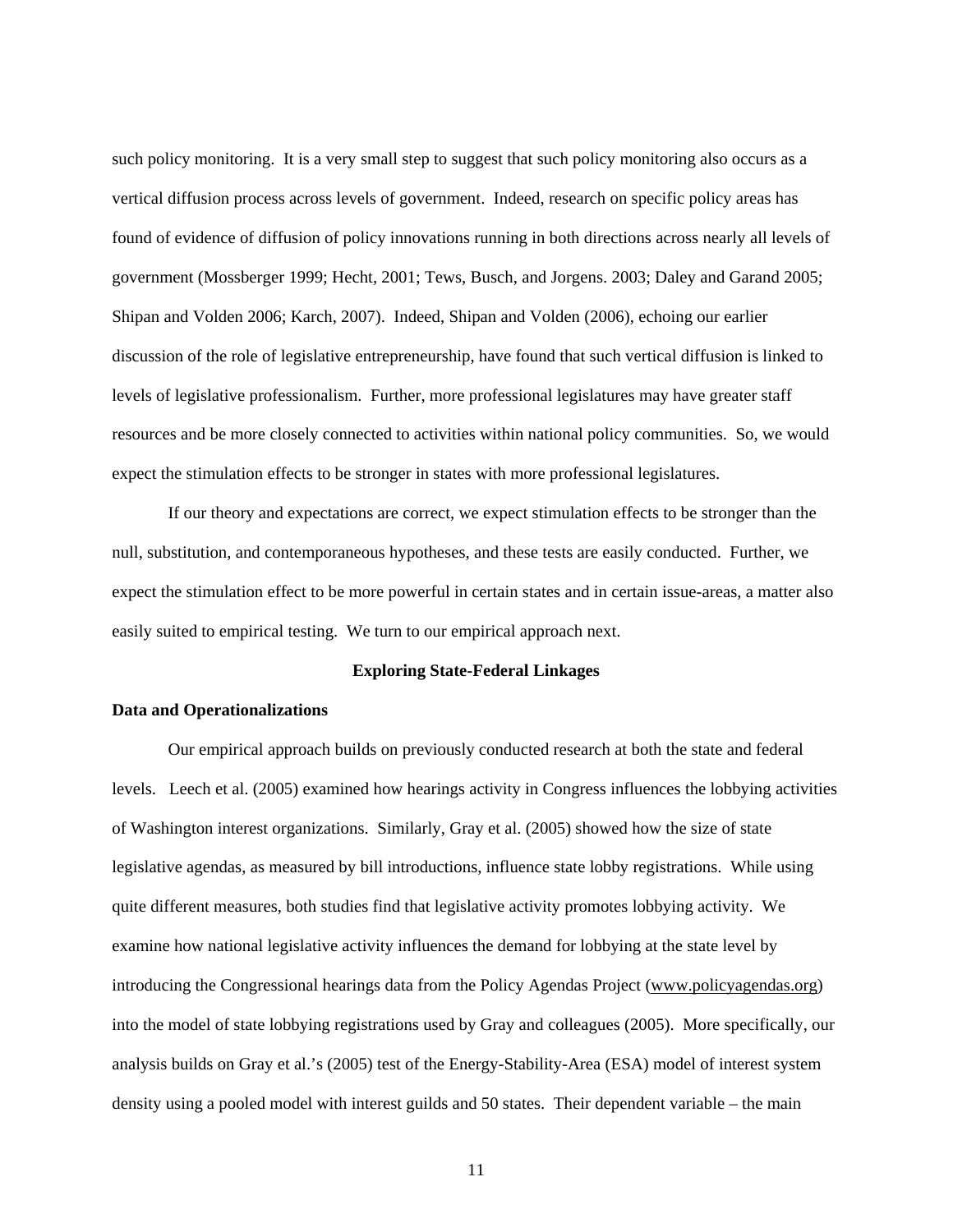such policy monitoring. It is a very small step to suggest that such policy monitoring also occurs as a vertical diffusion process across levels of government. Indeed, research on specific policy areas has found of evidence of diffusion of policy innovations running in both directions across nearly all levels of government (Mossberger 1999; Hecht, 2001; Tews, Busch, and Jorgens. 2003; Daley and Garand 2005; Shipan and Volden 2006; Karch, 2007). Indeed, Shipan and Volden (2006), echoing our earlier discussion of the role of legislative entrepreneurship, have found that such vertical diffusion is linked to levels of legislative professionalism. Further, more professional legislatures may have greater staff resources and be more closely connected to activities within national policy communities. So, we would expect the stimulation effects to be stronger in states with more professional legislatures.

If our theory and expectations are correct, we expect stimulation effects to be stronger than the null, substitution, and contemporaneous hypotheses, and these tests are easily conducted. Further, we expect the stimulation effect to be more powerful in certain states and in certain issue-areas, a matter also easily suited to empirical testing. We turn to our empirical approach next.

## Exploring State-Federal Linkages

### Data and Operationalizations

Our empirical approach builds on previously conducted research at both the state and federal levels. Leech et al. (2005) examined how hearings activity in Congress influences the lobbying activities of Washington interest organizations. Similarly, Gray et al. (2005) showed how the size of state legislative agendas, as measured by bill introductions, influence state lobby registrations. While using quite different measures, both studies find that legislative activity promotes lobbying activity. We examine how national legislative activity influences the demand for lobbying at the state level by introducing the Congressional hearings data from the Policy Agendas Project (www.policyagendas.org) into the model of state lobbying registrations used by Gray and colleagues (2005). More specifically, our analysis builds on Gray et al.'s (2005) test of the Energy-Stability-Area (ESA) model of interest system density using a pooled model with interest guilds and 50 states. Their dependent variable – the main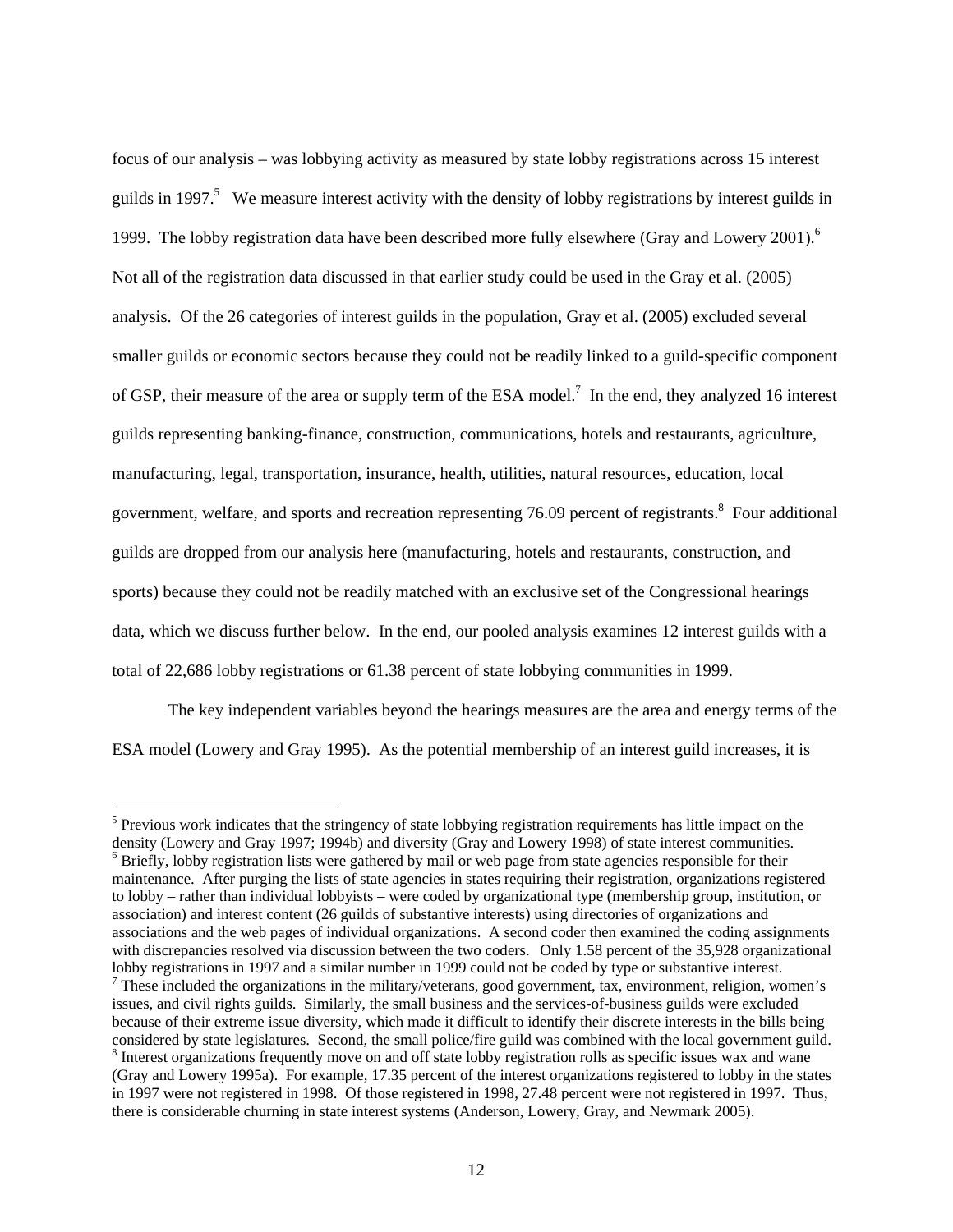focus of our analysis – was lobbying activity as measured by state lobby registrations across 15 interest guilds in 1997.[5] We measure interest activity with the density of lobby registrations by interest guilds in 1999. The lobby registration data have been described more fully elsewhere (Gray and Lowery 2001).[6] Not all of the registration data discussed in that earlier study could be used in the Gray et al. (2005) analysis. Of the 26 categories of interest guilds in the population, Gray et al. (2005) excluded several smaller guilds or economic sectors because they could not be readily linked to a guild-specific component of GSP, their measure of the area or supply term of the ESA model.[7] In the end, they analyzed 16 interest guilds representing banking-finance, construction, communications, hotels and restaurants, agriculture, manufacturing, legal, transportation, insurance, health, utilities, natural resources, education, local government, welfare, and sports and recreation representing 76.09 percent of registrants.[8] Four additional guilds are dropped from our analysis here (manufacturing, hotels and restaurants, construction, and sports) because they could not be readily matched with an exclusive set of the Congressional hearings data, which we discuss further below. In the end, our pooled analysis examines 12 interest guilds with a total of 22,686 lobby registrations or 61.38 percent of state lobbying communities in 1999.

The key independent variables beyond the hearings measures are the area and energy terms of the ESA model (Lowery and Gray 1995). As the potential membership of an interest guild increases, it is

[5] Previous work indicates that the stringency of state lobbying registration requirements has little impact on the density (Lowery and Gray 1997; 1994b) and diversity (Gray and Lowery 1998) of state interest communities.

[6] Briefly, lobby registration lists were gathered by mail or web page from state agencies responsible for their maintenance. After purging the lists of state agencies in states requiring their registration, organizations registered to lobby – rather than individual lobbyists – were coded by organizational type (membership group, institution, or association) and interest content (26 guilds of substantive interests) using directories of organizations and associations and the web pages of individual organizations. A second coder then examined the coding assignments with discrepancies resolved via discussion between the two coders. Only 1.58 percent of the 35,928 organizational lobby registrations in 1997 and a similar number in 1999 could not be coded by type or substantive interest.

[7] These included the organizations in the military/veterans, good government, tax, environment, religion, women's issues, and civil rights guilds. Similarly, the small business and the services-of-business guilds were excluded because of their extreme issue diversity, which made it difficult to identify their discrete interests in the bills being considered by state legislatures. Second, the small police/fire guild was combined with the local government guild.

[8] Interest organizations frequently move on and off state lobby registration rolls as specific issues wax and wane (Gray and Lowery 1995a). For example, 17.35 percent of the interest organizations registered to lobby in the states in 1997 were not registered in 1998. Of those registered in 1998, 27.48 percent were not registered in 1997. Thus, there is considerable churning in state interest systems (Anderson, Lowery, Gray, and Newmark 2005).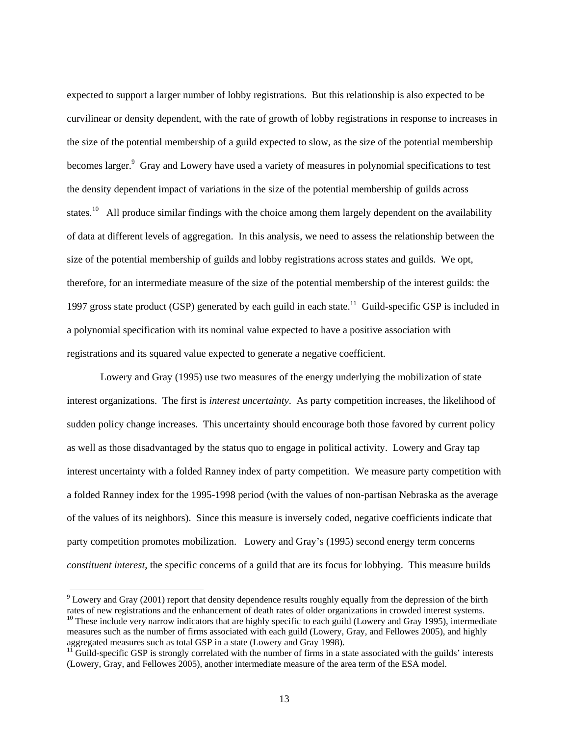expected to support a larger number of lobby registrations. But this relationship is also expected to be curvilinear or density dependent, with the rate of growth of lobby registrations in response to increases in the size of the potential membership of a guild expected to slow, as the size of the potential membership becomes larger.[9] Gray and Lowery have used a variety of measures in polynomial specifications to test the density dependent impact of variations in the size of the potential membership of guilds across states.[10] All produce similar findings with the choice among them largely dependent on the availability of data at different levels of aggregation. In this analysis, we need to assess the relationship between the size of the potential membership of guilds and lobby registrations across states and guilds. We opt, therefore, for an intermediate measure of the size of the potential membership of the interest guilds: the 1997 gross state product (GSP) generated by each guild in each state.[11] Guild-specific GSP is included in a polynomial specification with its nominal value expected to have a positive association with registrations and its squared value expected to generate a negative coefficient.

Lowery and Gray (1995) use two measures of the energy underlying the mobilization of state interest organizations. The first is *interest uncertainty*. As party competition increases, the likelihood of sudden policy change increases. This uncertainty should encourage both those favored by current policy as well as those disadvantaged by the status quo to engage in political activity. Lowery and Gray tap interest uncertainty with a folded Ranney index of party competition. We measure party competition with a folded Ranney index for the 1995-1998 period (with the values of non-partisan Nebraska as the average of the values of its neighbors). Since this measure is inversely coded, negative coefficients indicate that party competition promotes mobilization. Lowery and Gray's (1995) second energy term concerns *constituent interest*, the specific concerns of a guild that are its focus for lobbying. This measure builds

[9] Lowery and Gray (2001) report that density dependence results roughly equally from the depression of the birth rates of new registrations and the enhancement of death rates of older organizations in crowded interest systems.

[10] These include very narrow indicators that are highly specific to each guild (Lowery and Gray 1995), intermediate measures such as the number of firms associated with each guild (Lowery, Gray, and Fellowes 2005), and highly aggregated measures such as total GSP in a state (Lowery and Gray 1998).

[11] Guild-specific GSP is strongly correlated with the number of firms in a state associated with the guilds' interests (Lowery, Gray, and Fellowes 2005), another intermediate measure of the area term of the ESA model.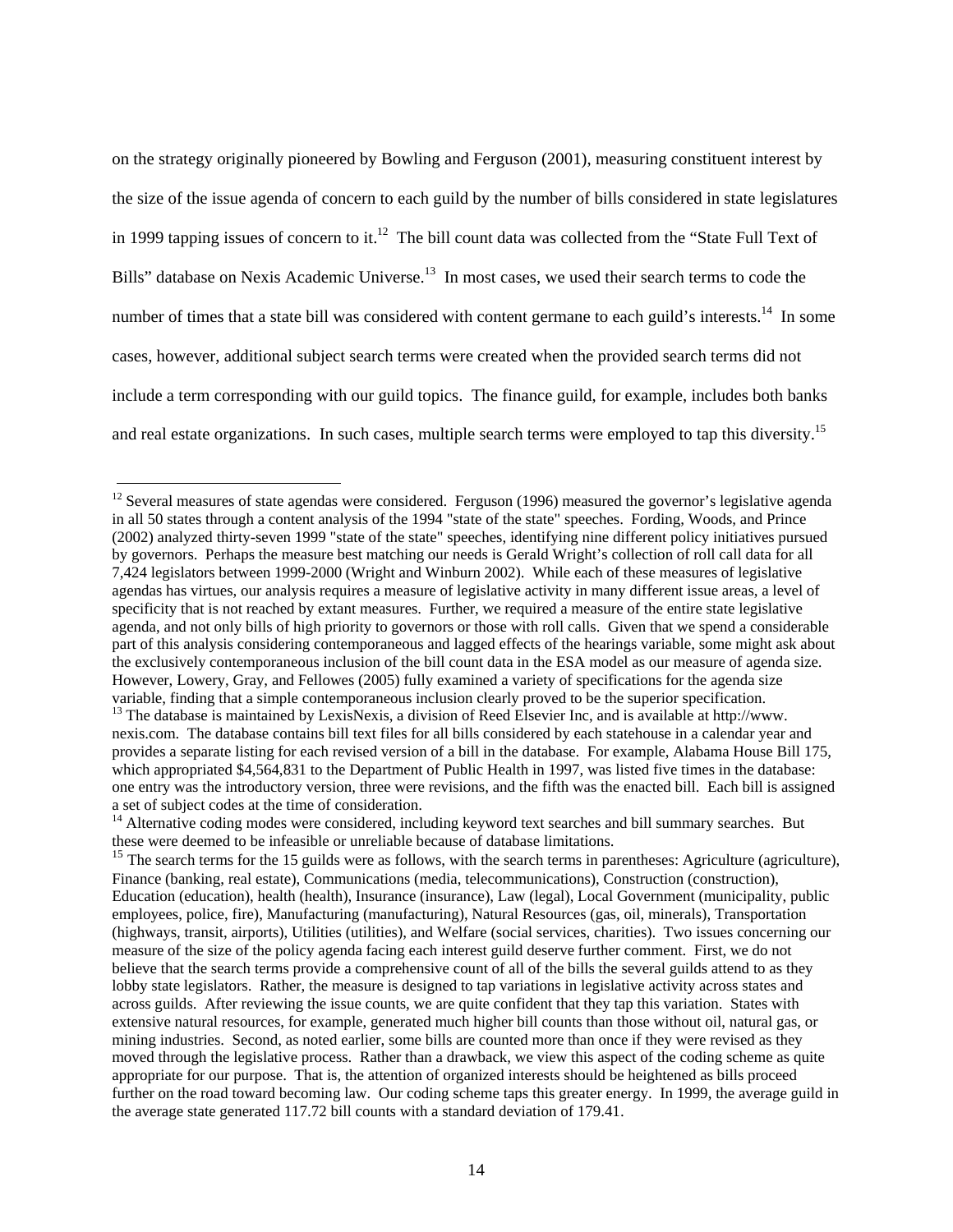on the strategy originally pioneered by Bowling and Ferguson (2001), measuring constituent interest by the size of the issue agenda of concern to each guild by the number of bills considered in state legislatures in 1999 tapping issues of concern to it.[12] The bill count data was collected from the "State Full Text of Bills" database on Nexis Academic Universe.[13] In most cases, we used their search terms to code the number of times that a state bill was considered with content germane to each guild's interests.[14] In some cases, however, additional subject search terms were created when the provided search terms did not include a term corresponding with our guild topics. The finance guild, for example, includes both banks and real estate organizations. In such cases, multiple search terms were employed to tap this diversity.[15]

---

[12] Several measures of state agendas were considered. Ferguson (1996) measured the governor's legislative agenda in all 50 states through a content analysis of the 1994 "state of the state" speeches. Fording, Woods, and Prince (2002) analyzed thirty-seven 1999 "state of the state" speeches, identifying nine different policy initiatives pursued by governors. Perhaps the measure best matching our needs is Gerald Wright's collection of roll call data for all 7,424 legislators between 1999-2000 (Wright and Winburn 2002). While each of these measures of legislative agendas has virtues, our analysis requires a measure of legislative activity in many different issue areas, a level of specificity that is not reached by extant measures. Further, we required a measure of the entire state legislative agenda, and not only bills of high priority to governors or those with roll calls. Given that we spend a considerable part of this analysis considering contemporaneous and lagged effects of the hearings variable, some might ask about the exclusively contemporaneous inclusion of the bill count data in the ESA model as our measure of agenda size. However, Lowery, Gray, and Fellowes (2005) fully examined a variety of specifications for the agenda size variable, finding that a simple contemporaneous inclusion clearly proved to be the superior specification.

[13] The database is maintained by LexisNexis, a division of Reed Elsevier Inc, and is available at http://www.nexis.com. The database contains bill text files for all bills considered by each statehouse in a calendar year and provides a separate listing for each revised version of a bill in the database. For example, Alabama House Bill 175, which appropriated $4,564,831 to the Department of Public Health in 1997, was listed five times in the database: one entry was the introductory version, three were revisions, and the fifth was the enacted bill. Each bill is assigned a set of subject codes at the time of consideration.

[14] Alternative coding modes were considered, including keyword text searches and bill summary searches. But these were deemed to be infeasible or unreliable because of database limitations.

[15] The search terms for the 15 guilds were as follows, with the search terms in parentheses: Agriculture (agriculture), Finance (banking, real estate), Communications (media, telecommunications), Construction (construction), Education (education), health (health), Insurance (insurance), Law (legal), Local Government (municipality, public employees, police, fire), Manufacturing (manufacturing), Natural Resources (gas, oil, minerals), Transportation (highways, transit, airports), Utilities (utilities), and Welfare (social services, charities). Two issues concerning our measure of the size of the policy agenda facing each interest guild deserve further comment. First, we do not believe that the search terms provide a comprehensive count of all of the bills the several guilds attend to as they lobby state legislators. Rather, the measure is designed to tap variations in legislative activity across states and across guilds. After reviewing the issue counts, we are quite confident that they tap this variation. States with extensive natural resources, for example, generated much higher bill counts than those without oil, natural gas, or mining industries. Second, as noted earlier, some bills are counted more than once if they were revised as they moved through the legislative process. Rather than a drawback, we view this aspect of the coding scheme as quite appropriate for our purpose. That is, the attention of organized interests should be heightened as bills proceed further on the road toward becoming law. Our coding scheme taps this greater energy. In 1999, the average guild in the average state generated 117.72 bill counts with a standard deviation of 179.41.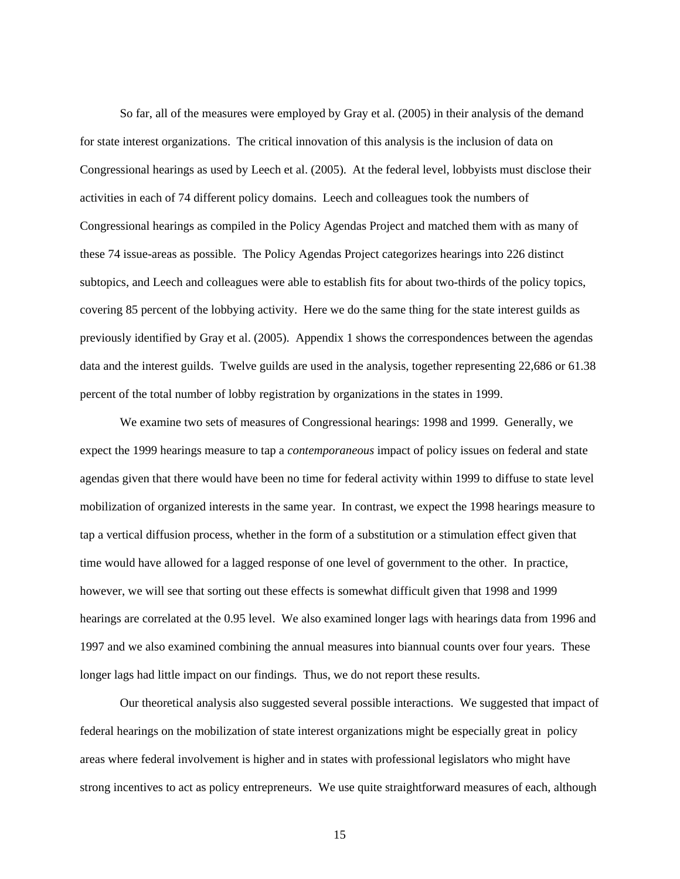So far, all of the measures were employed by Gray et al. (2005) in their analysis of the demand for state interest organizations. The critical innovation of this analysis is the inclusion of data on Congressional hearings as used by Leech et al. (2005). At the federal level, lobbyists must disclose their activities in each of 74 different policy domains. Leech and colleagues took the numbers of Congressional hearings as compiled in the Policy Agendas Project and matched them with as many of these 74 issue-areas as possible. The Policy Agendas Project categorizes hearings into 226 distinct subtopics, and Leech and colleagues were able to establish fits for about two-thirds of the policy topics, covering 85 percent of the lobbying activity. Here we do the same thing for the state interest guilds as previously identified by Gray et al. (2005). Appendix 1 shows the correspondences between the agendas data and the interest guilds. Twelve guilds are used in the analysis, together representing 22,686 or 61.38 percent of the total number of lobby registration by organizations in the states in 1999.

We examine two sets of measures of Congressional hearings: 1998 and 1999. Generally, we expect the 1999 hearings measure to tap a *contemporaneous* impact of policy issues on federal and state agendas given that there would have been no time for federal activity within 1999 to diffuse to state level mobilization of organized interests in the same year. In contrast, we expect the 1998 hearings measure to tap a vertical diffusion process, whether in the form of a substitution or a stimulation effect given that time would have allowed for a lagged response of one level of government to the other. In practice, however, we will see that sorting out these effects is somewhat difficult given that 1998 and 1999 hearings are correlated at the 0.95 level. We also examined longer lags with hearings data from 1996 and 1997 and we also examined combining the annual measures into biannual counts over four years. These longer lags had little impact on our findings. Thus, we do not report these results.

Our theoretical analysis also suggested several possible interactions. We suggested that impact of federal hearings on the mobilization of state interest organizations might be especially great in policy areas where federal involvement is higher and in states with professional legislators who might have strong incentives to act as policy entrepreneurs. We use quite straightforward measures of each, although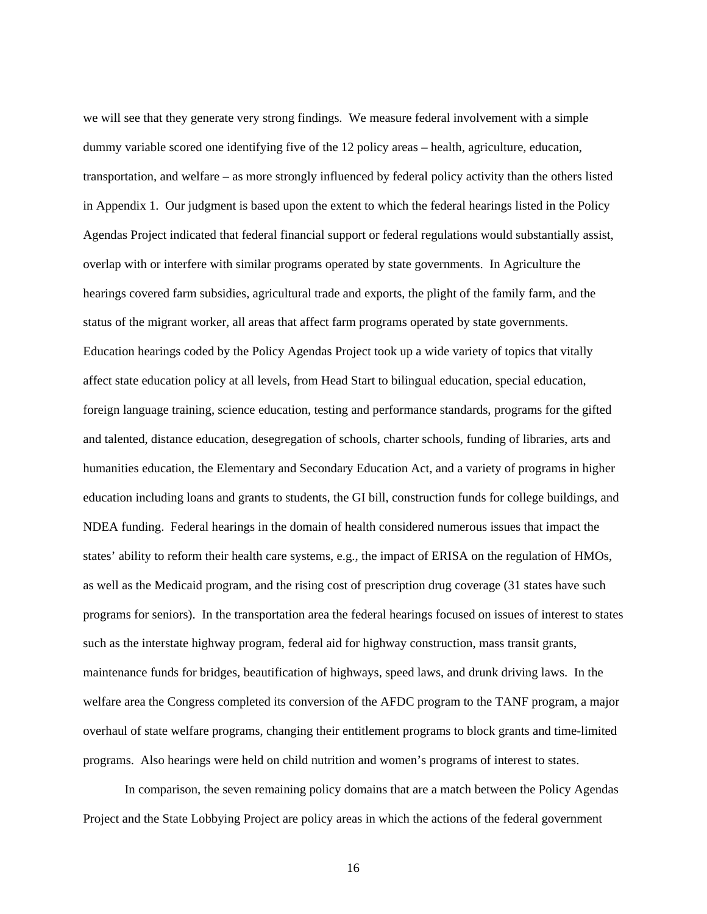we will see that they generate very strong findings. We measure federal involvement with a simple dummy variable scored one identifying five of the 12 policy areas – health, agriculture, education, transportation, and welfare – as more strongly influenced by federal policy activity than the others listed in Appendix 1. Our judgment is based upon the extent to which the federal hearings listed in the Policy Agendas Project indicated that federal financial support or federal regulations would substantially assist, overlap with or interfere with similar programs operated by state governments. In Agriculture the hearings covered farm subsidies, agricultural trade and exports, the plight of the family farm, and the status of the migrant worker, all areas that affect farm programs operated by state governments. Education hearings coded by the Policy Agendas Project took up a wide variety of topics that vitally affect state education policy at all levels, from Head Start to bilingual education, special education, foreign language training, science education, testing and performance standards, programs for the gifted and talented, distance education, desegregation of schools, charter schools, funding of libraries, arts and humanities education, the Elementary and Secondary Education Act, and a variety of programs in higher education including loans and grants to students, the GI bill, construction funds for college buildings, and NDEA funding. Federal hearings in the domain of health considered numerous issues that impact the states' ability to reform their health care systems, e.g., the impact of ERISA on the regulation of HMOs, as well as the Medicaid program, and the rising cost of prescription drug coverage (31 states have such programs for seniors). In the transportation area the federal hearings focused on issues of interest to states such as the interstate highway program, federal aid for highway construction, mass transit grants, maintenance funds for bridges, beautification of highways, speed laws, and drunk driving laws. In the welfare area the Congress completed its conversion of the AFDC program to the TANF program, a major overhaul of state welfare programs, changing their entitlement programs to block grants and time-limited programs. Also hearings were held on child nutrition and women's programs of interest to states.

In comparison, the seven remaining policy domains that are a match between the Policy Agendas Project and the State Lobbying Project are policy areas in which the actions of the federal government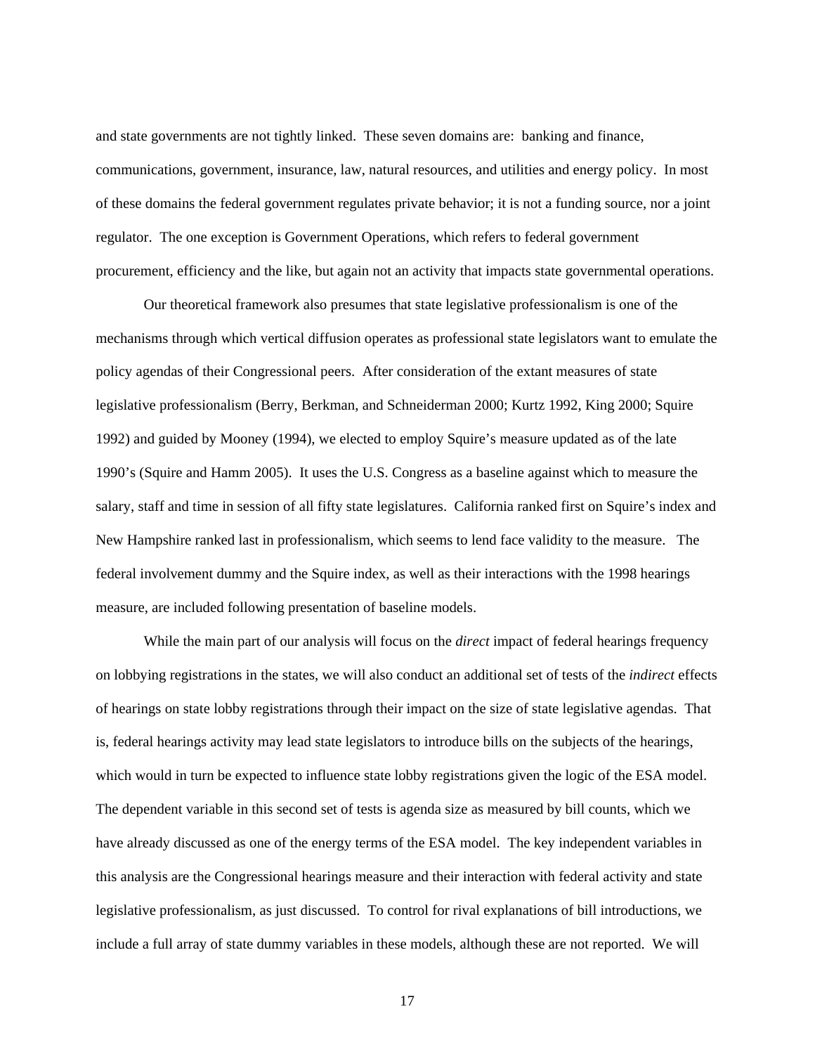and state governments are not tightly linked. These seven domains are: banking and finance, communications, government, insurance, law, natural resources, and utilities and energy policy. In most of these domains the federal government regulates private behavior; it is not a funding source, nor a joint regulator. The one exception is Government Operations, which refers to federal government procurement, efficiency and the like, but again not an activity that impacts state governmental operations.

Our theoretical framework also presumes that state legislative professionalism is one of the mechanisms through which vertical diffusion operates as professional state legislators want to emulate the policy agendas of their Congressional peers. After consideration of the extant measures of state legislative professionalism (Berry, Berkman, and Schneiderman 2000; Kurtz 1992, King 2000; Squire 1992) and guided by Mooney (1994), we elected to employ Squire's measure updated as of the late 1990's (Squire and Hamm 2005). It uses the U.S. Congress as a baseline against which to measure the salary, staff and time in session of all fifty state legislatures. California ranked first on Squire's index and New Hampshire ranked last in professionalism, which seems to lend face validity to the measure. The federal involvement dummy and the Squire index, as well as their interactions with the 1998 hearings measure, are included following presentation of baseline models.

While the main part of our analysis will focus on the *direct* impact of federal hearings frequency on lobbying registrations in the states, we will also conduct an additional set of tests of the *indirect* effects of hearings on state lobby registrations through their impact on the size of state legislative agendas. That is, federal hearings activity may lead state legislators to introduce bills on the subjects of the hearings, which would in turn be expected to influence state lobby registrations given the logic of the ESA model. The dependent variable in this second set of tests is agenda size as measured by bill counts, which we have already discussed as one of the energy terms of the ESA model. The key independent variables in this analysis are the Congressional hearings measure and their interaction with federal activity and state legislative professionalism, as just discussed. To control for rival explanations of bill introductions, we include a full array of state dummy variables in these models, although these are not reported. We will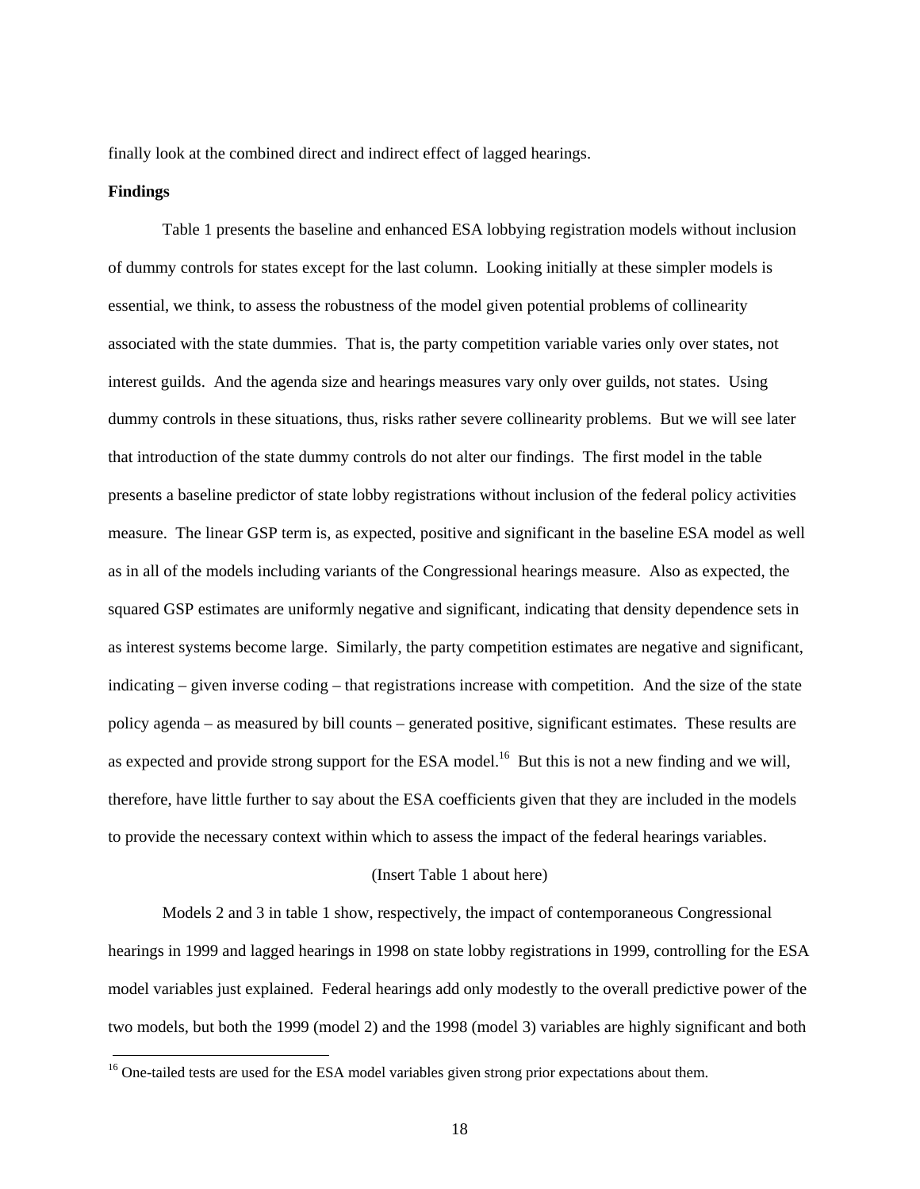finally look at the combined direct and indirect effect of lagged hearings.

**Findings**

Table 1 presents the baseline and enhanced ESA lobbying registration models without inclusion of dummy controls for states except for the last column. Looking initially at these simpler models is essential, we think, to assess the robustness of the model given potential problems of collinearity associated with the state dummies. That is, the party competition variable varies only over states, not interest guilds. And the agenda size and hearings measures vary only over guilds, not states. Using dummy controls in these situations, thus, risks rather severe collinearity problems. But we will see later that introduction of the state dummy controls do not alter our findings. The first model in the table presents a baseline predictor of state lobby registrations without inclusion of the federal policy activities measure. The linear GSP term is, as expected, positive and significant in the baseline ESA model as well as in all of the models including variants of the Congressional hearings measure. Also as expected, the squared GSP estimates are uniformly negative and significant, indicating that density dependence sets in as interest systems become large. Similarly, the party competition estimates are negative and significant, indicating – given inverse coding – that registrations increase with competition. And the size of the state policy agenda – as measured by bill counts – generated positive, significant estimates. These results are as expected and provide strong support for the ESA model.[16] But this is not a new finding and we will, therefore, have little further to say about the ESA coefficients given that they are included in the models to provide the necessary context within which to assess the impact of the federal hearings variables.

(Insert Table 1 about here)

Models 2 and 3 in table 1 show, respectively, the impact of contemporaneous Congressional hearings in 1999 and lagged hearings in 1998 on state lobby registrations in 1999, controlling for the ESA model variables just explained. Federal hearings add only modestly to the overall predictive power of the two models, but both the 1999 (model 2) and the 1998 (model 3) variables are highly significant and both

[16] One-tailed tests are used for the ESA model variables given strong prior expectations about them.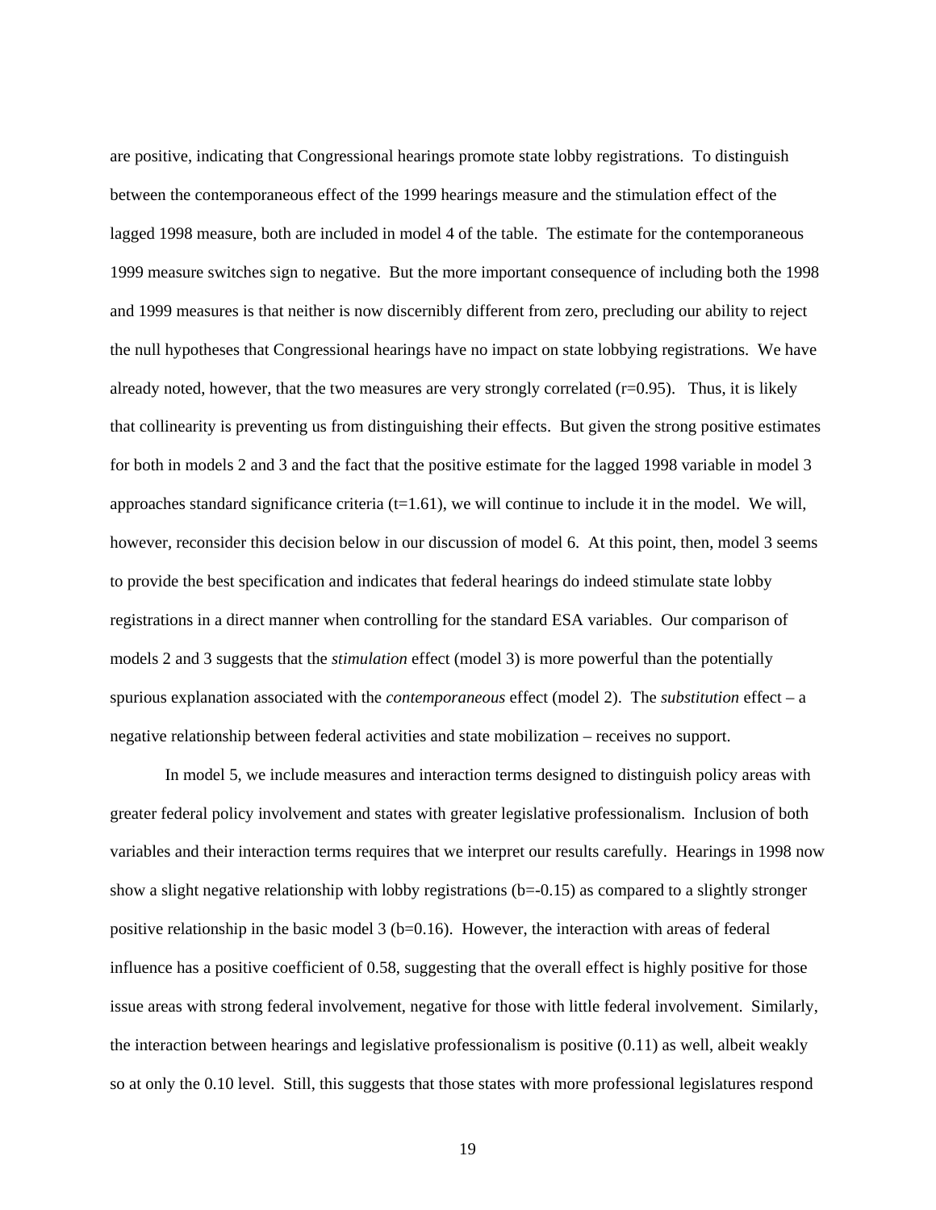are positive, indicating that Congressional hearings promote state lobby registrations. To distinguish between the contemporaneous effect of the 1999 hearings measure and the stimulation effect of the lagged 1998 measure, both are included in model 4 of the table. The estimate for the contemporaneous 1999 measure switches sign to negative. But the more important consequence of including both the 1998 and 1999 measures is that neither is now discernibly different from zero, precluding our ability to reject the null hypotheses that Congressional hearings have no impact on state lobbying registrations. We have already noted, however, that the two measures are very strongly correlated ($r=0.95$). Thus, it is likely that collinearity is preventing us from distinguishing their effects. But given the strong positive estimates for both in models 2 and 3 and the fact that the positive estimate for the lagged 1998 variable in model 3 approaches standard significance criteria ($t=1.61$), we will continue to include it in the model. We will, however, reconsider this decision below in our discussion of model 6. At this point, then, model 3 seems to provide the best specification and indicates that federal hearings do indeed stimulate state lobby registrations in a direct manner when controlling for the standard ESA variables. Our comparison of models 2 and 3 suggests that the *stimulation* effect (model 3) is more powerful than the potentially spurious explanation associated with the *contemporaneous* effect (model 2). The *substitution* effect – a negative relationship between federal activities and state mobilization – receives no support.

In model 5, we include measures and interaction terms designed to distinguish policy areas with greater federal policy involvement and states with greater legislative professionalism. Inclusion of both variables and their interaction terms requires that we interpret our results carefully. Hearings in 1998 now show a slight negative relationship with lobby registrations ($b=-0.15$) as compared to a slightly stronger positive relationship in the basic model 3 ($b=0.16$). However, the interaction with areas of federal influence has a positive coefficient of 0.58, suggesting that the overall effect is highly positive for those issue areas with strong federal involvement, negative for those with little federal involvement. Similarly, the interaction between hearings and legislative professionalism is positive (0.11) as well, albeit weakly so at only the 0.10 level. Still, this suggests that those states with more professional legislatures respond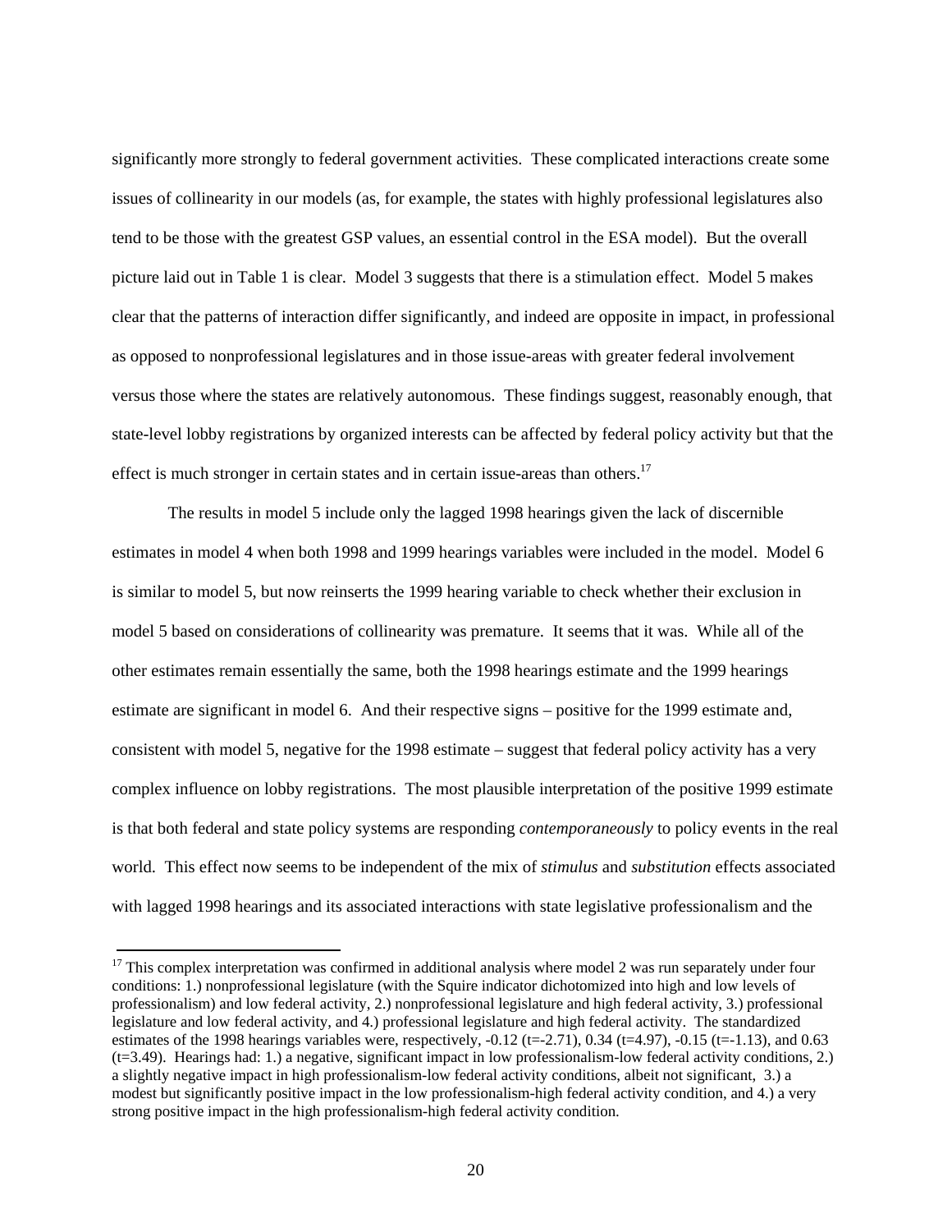significantly more strongly to federal government activities. These complicated interactions create some issues of collinearity in our models (as, for example, the states with highly professional legislatures also tend to be those with the greatest GSP values, an essential control in the ESA model). But the overall picture laid out in Table 1 is clear. Model 3 suggests that there is a stimulation effect. Model 5 makes clear that the patterns of interaction differ significantly, and indeed are opposite in impact, in professional as opposed to nonprofessional legislatures and in those issue-areas with greater federal involvement versus those where the states are relatively autonomous. These findings suggest, reasonably enough, that state-level lobby registrations by organized interests can be affected by federal policy activity but that the effect is much stronger in certain states and in certain issue-areas than others.[17]

The results in model 5 include only the lagged 1998 hearings given the lack of discernible estimates in model 4 when both 1998 and 1999 hearings variables were included in the model. Model 6 is similar to model 5, but now reinserts the 1999 hearing variable to check whether their exclusion in model 5 based on considerations of collinearity was premature. It seems that it was. While all of the other estimates remain essentially the same, both the 1998 hearings estimate and the 1999 hearings estimate are significant in model 6. And their respective signs – positive for the 1999 estimate and, consistent with model 5, negative for the 1998 estimate – suggest that federal policy activity has a very complex influence on lobby registrations. The most plausible interpretation of the positive 1999 estimate is that both federal and state policy systems are responding *contemporaneously* to policy events in the real world. This effect now seems to be independent of the mix of *stimulus* and *substitution* effects associated with lagged 1998 hearings and its associated interactions with state legislative professionalism and the

---

[17] This complex interpretation was confirmed in additional analysis where model 2 was run separately under four conditions: 1.) nonprofessional legislature (with the Squire indicator dichotomized into high and low levels of professionalism) and low federal activity, 2.) nonprofessional legislature and high federal activity, 3.) professional legislature and low federal activity, and 4.) professional legislature and high federal activity. The standardized estimates of the 1998 hearings variables were, respectively, -0.12 (t=-2.71), 0.34 (t=4.97), -0.15 (t=-1.13), and 0.63 (t=3.49). Hearings had: 1.) a negative, significant impact in low professionalism-low federal activity conditions, 2.) a slightly negative impact in high professionalism-low federal activity conditions, albeit not significant, 3.) a modest but significantly positive impact in the low professionalism-high federal activity condition, and 4.) a very strong positive impact in the high professionalism-high federal activity condition.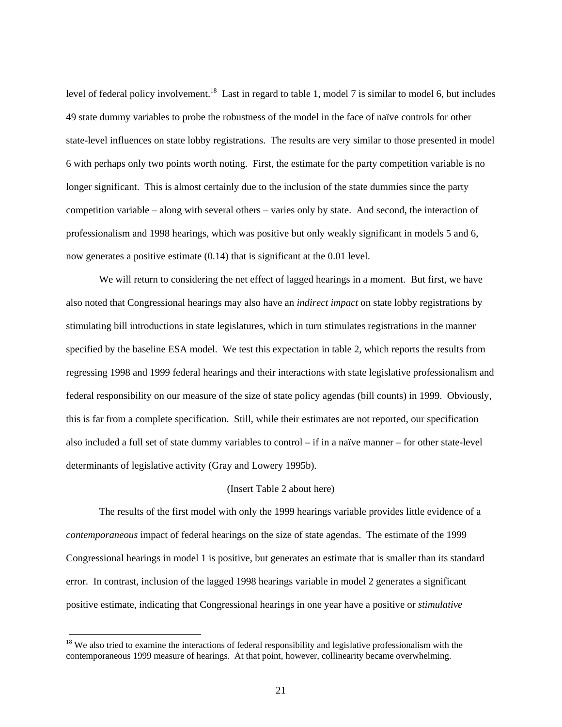level of federal policy involvement.[18] Last in regard to table 1, model 7 is similar to model 6, but includes 49 state dummy variables to probe the robustness of the model in the face of naïve controls for other state-level influences on state lobby registrations. The results are very similar to those presented in model 6 with perhaps only two points worth noting. First, the estimate for the party competition variable is no longer significant. This is almost certainly due to the inclusion of the state dummies since the party competition variable – along with several others – varies only by state. And second, the interaction of professionalism and 1998 hearings, which was positive but only weakly significant in models 5 and 6, now generates a positive estimate (0.14) that is significant at the 0.01 level.

We will return to considering the net effect of lagged hearings in a moment. But first, we have also noted that Congressional hearings may also have an *indirect impact* on state lobby registrations by stimulating bill introductions in state legislatures, which in turn stimulates registrations in the manner specified by the baseline ESA model. We test this expectation in table 2, which reports the results from regressing 1998 and 1999 federal hearings and their interactions with state legislative professionalism and federal responsibility on our measure of the size of state policy agendas (bill counts) in 1999. Obviously, this is far from a complete specification. Still, while their estimates are not reported, our specification also included a full set of state dummy variables to control – if in a naïve manner – for other state-level determinants of legislative activity (Gray and Lowery 1995b).

(Insert Table 2 about here)

The results of the first model with only the 1999 hearings variable provides little evidence of a *contemporaneous* impact of federal hearings on the size of state agendas. The estimate of the 1999 Congressional hearings in model 1 is positive, but generates an estimate that is smaller than its standard error. In contrast, inclusion of the lagged 1998 hearings variable in model 2 generates a significant positive estimate, indicating that Congressional hearings in one year have a positive or *stimulative*

[18] We also tried to examine the interactions of federal responsibility and legislative professionalism with the contemporaneous 1999 measure of hearings. At that point, however, collinearity became overwhelming.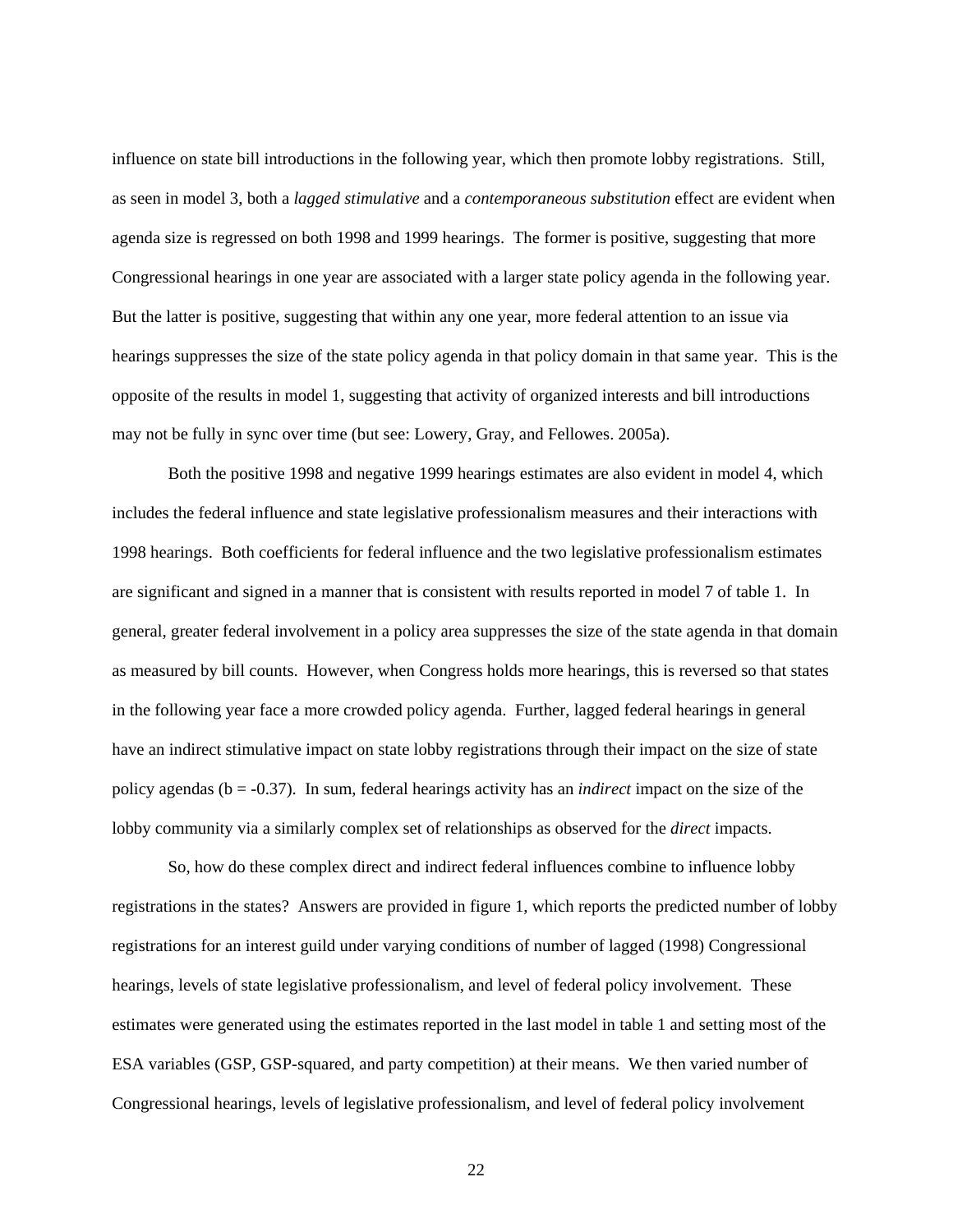influence on state bill introductions in the following year, which then promote lobby registrations. Still, as seen in model 3, both a *lagged stimulative* and a *contemporaneous substitution* effect are evident when agenda size is regressed on both 1998 and 1999 hearings. The former is positive, suggesting that more Congressional hearings in one year are associated with a larger state policy agenda in the following year. But the latter is positive, suggesting that within any one year, more federal attention to an issue via hearings suppresses the size of the state policy agenda in that policy domain in that same year. This is the opposite of the results in model 1, suggesting that activity of organized interests and bill introductions may not be fully in sync over time (but see: Lowery, Gray, and Fellowes. 2005a).

Both the positive 1998 and negative 1999 hearings estimates are also evident in model 4, which includes the federal influence and state legislative professionalism measures and their interactions with 1998 hearings. Both coefficients for federal influence and the two legislative professionalism estimates are significant and signed in a manner that is consistent with results reported in model 7 of table 1. In general, greater federal involvement in a policy area suppresses the size of the state agenda in that domain as measured by bill counts. However, when Congress holds more hearings, this is reversed so that states in the following year face a more crowded policy agenda. Further, lagged federal hearings in general have an indirect stimulative impact on state lobby registrations through their impact on the size of state policy agendas (b = -0.37). In sum, federal hearings activity has an *indirect* impact on the size of the lobby community via a similarly complex set of relationships as observed for the *direct* impacts.

So, how do these complex direct and indirect federal influences combine to influence lobby registrations in the states? Answers are provided in figure 1, which reports the predicted number of lobby registrations for an interest guild under varying conditions of number of lagged (1998) Congressional hearings, levels of state legislative professionalism, and level of federal policy involvement. These estimates were generated using the estimates reported in the last model in table 1 and setting most of the ESA variables (GSP, GSP-squared, and party competition) at their means. We then varied number of Congressional hearings, levels of legislative professionalism, and level of federal policy involvement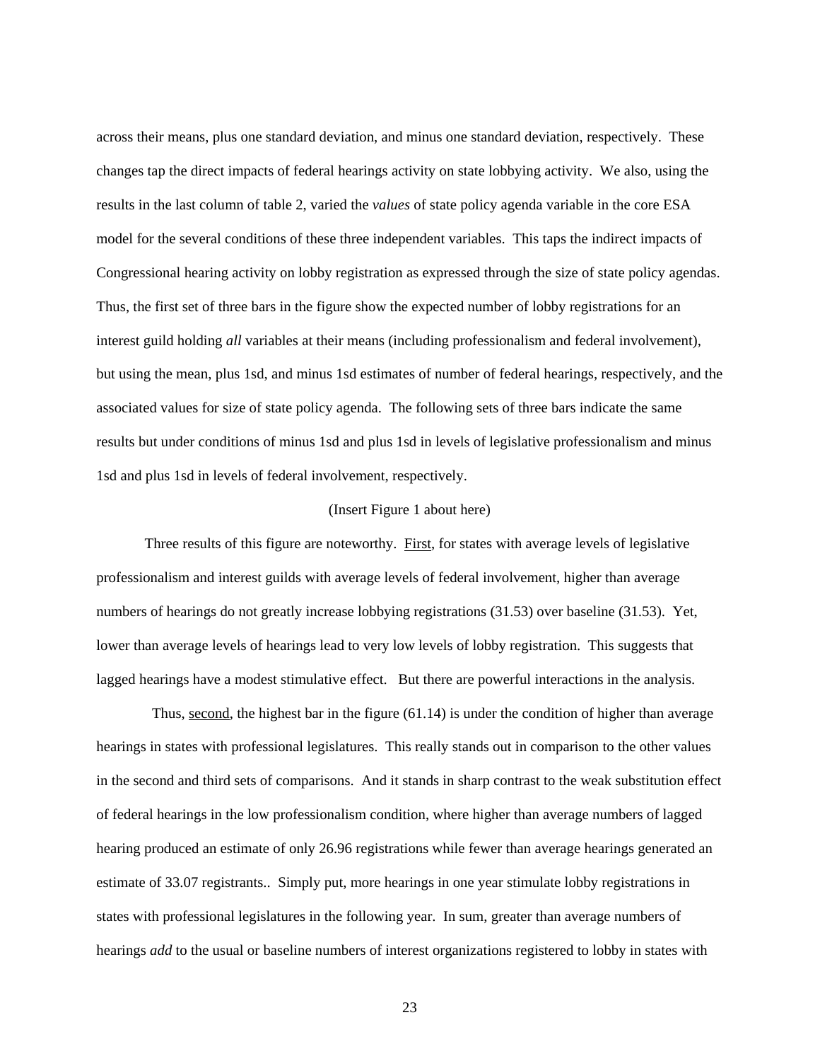across their means, plus one standard deviation, and minus one standard deviation, respectively. These changes tap the direct impacts of federal hearings activity on state lobbying activity. We also, using the results in the last column of table 2, varied the *values* of state policy agenda variable in the core ESA model for the several conditions of these three independent variables. This taps the indirect impacts of Congressional hearing activity on lobby registration as expressed through the size of state policy agendas. Thus, the first set of three bars in the figure show the expected number of lobby registrations for an interest guild holding *all* variables at their means (including professionalism and federal involvement), but using the mean, plus 1sd, and minus 1sd estimates of number of federal hearings, respectively, and the associated values for size of state policy agenda. The following sets of three bars indicate the same results but under conditions of minus 1sd and plus 1sd in levels of legislative professionalism and minus 1sd and plus 1sd in levels of federal involvement, respectively.

(Insert Figure 1 about here)

Three results of this figure are noteworthy. First, for states with average levels of legislative professionalism and interest guilds with average levels of federal involvement, higher than average numbers of hearings do not greatly increase lobbying registrations (31.53) over baseline (31.53). Yet, lower than average levels of hearings lead to very low levels of lobby registration. This suggests that lagged hearings have a modest stimulative effect. But there are powerful interactions in the analysis.

Thus, second, the highest bar in the figure (61.14) is under the condition of higher than average hearings in states with professional legislatures. This really stands out in comparison to the other values in the second and third sets of comparisons. And it stands in sharp contrast to the weak substitution effect of federal hearings in the low professionalism condition, where higher than average numbers of lagged hearing produced an estimate of only 26.96 registrations while fewer than average hearings generated an estimate of 33.07 registrants.. Simply put, more hearings in one year stimulate lobby registrations in states with professional legislatures in the following year. In sum, greater than average numbers of hearings *add* to the usual or baseline numbers of interest organizations registered to lobby in states with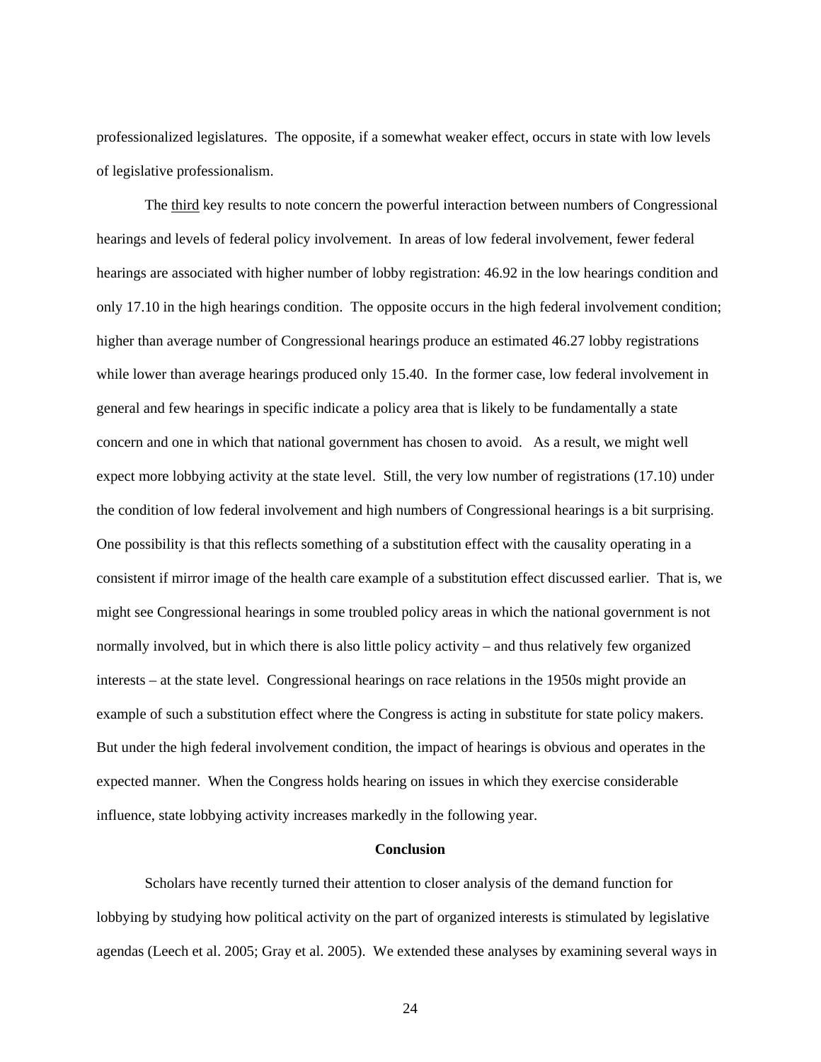professionalized legislatures. The opposite, if a somewhat weaker effect, occurs in state with low levels of legislative professionalism.

The <u>third</u> key results to note concern the powerful interaction between numbers of Congressional hearings and levels of federal policy involvement. In areas of low federal involvement, fewer federal hearings are associated with higher number of lobby registration: 46.92 in the low hearings condition and only 17.10 in the high hearings condition. The opposite occurs in the high federal involvement condition; higher than average number of Congressional hearings produce an estimated 46.27 lobby registrations while lower than average hearings produced only 15.40. In the former case, low federal involvement in general and few hearings in specific indicate a policy area that is likely to be fundamentally a state concern and one in which that national government has chosen to avoid. As a result, we might well expect more lobbying activity at the state level. Still, the very low number of registrations (17.10) under the condition of low federal involvement and high numbers of Congressional hearings is a bit surprising. One possibility is that this reflects something of a substitution effect with the causality operating in a consistent if mirror image of the health care example of a substitution effect discussed earlier. That is, we might see Congressional hearings in some troubled policy areas in which the national government is not normally involved, but in which there is also little policy activity – and thus relatively few organized interests – at the state level. Congressional hearings on race relations in the 1950s might provide an example of such a substitution effect where the Congress is acting in substitute for state policy makers. But under the high federal involvement condition, the impact of hearings is obvious and operates in the expected manner. When the Congress holds hearing on issues in which they exercise considerable influence, state lobbying activity increases markedly in the following year.

## Conclusion

Scholars have recently turned their attention to closer analysis of the demand function for lobbying by studying how political activity on the part of organized interests is stimulated by legislative agendas (Leech et al. 2005; Gray et al. 2005). We extended these analyses by examining several ways in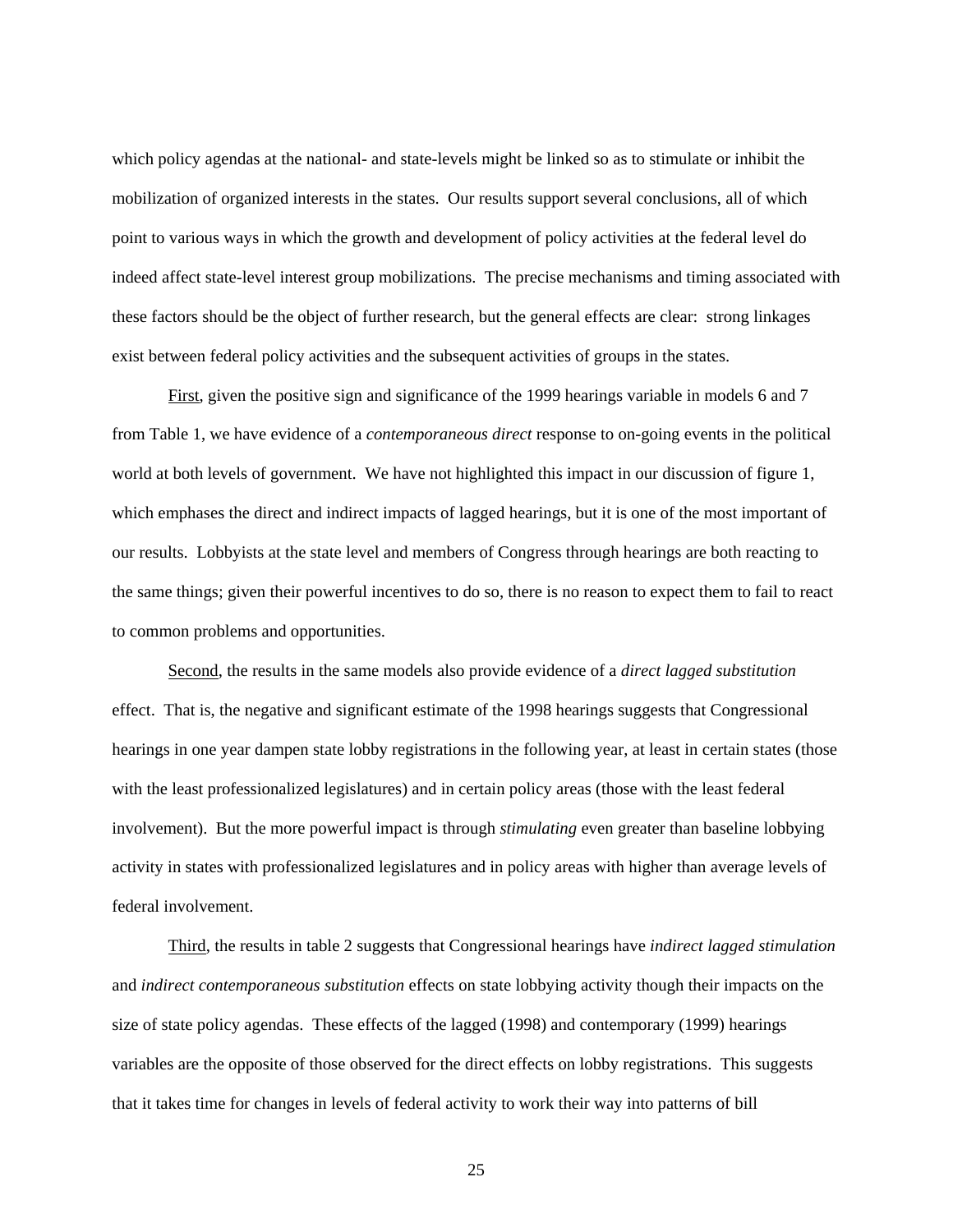which policy agendas at the national- and state-levels might be linked so as to stimulate or inhibit the mobilization of organized interests in the states. Our results support several conclusions, all of which point to various ways in which the growth and development of policy activities at the federal level do indeed affect state-level interest group mobilizations. The precise mechanisms and timing associated with these factors should be the object of further research, but the general effects are clear: strong linkages exist between federal policy activities and the subsequent activities of groups in the states.

First, given the positive sign and significance of the 1999 hearings variable in models 6 and 7 from Table 1, we have evidence of a *contemporaneous direct* response to on-going events in the political world at both levels of government. We have not highlighted this impact in our discussion of figure 1, which emphases the direct and indirect impacts of lagged hearings, but it is one of the most important of our results. Lobbyists at the state level and members of Congress through hearings are both reacting to the same things; given their powerful incentives to do so, there is no reason to expect them to fail to react to common problems and opportunities.

Second, the results in the same models also provide evidence of a *direct lagged substitution* effect. That is, the negative and significant estimate of the 1998 hearings suggests that Congressional hearings in one year dampen state lobby registrations in the following year, at least in certain states (those with the least professionalized legislatures) and in certain policy areas (those with the least federal involvement). But the more powerful impact is through *stimulating* even greater than baseline lobbying activity in states with professionalized legislatures and in policy areas with higher than average levels of federal involvement.

Third, the results in table 2 suggests that Congressional hearings have *indirect lagged stimulation* and *indirect contemporaneous substitution* effects on state lobbying activity though their impacts on the size of state policy agendas. These effects of the lagged (1998) and contemporary (1999) hearings variables are the opposite of those observed for the direct effects on lobby registrations. This suggests that it takes time for changes in levels of federal activity to work their way into patterns of bill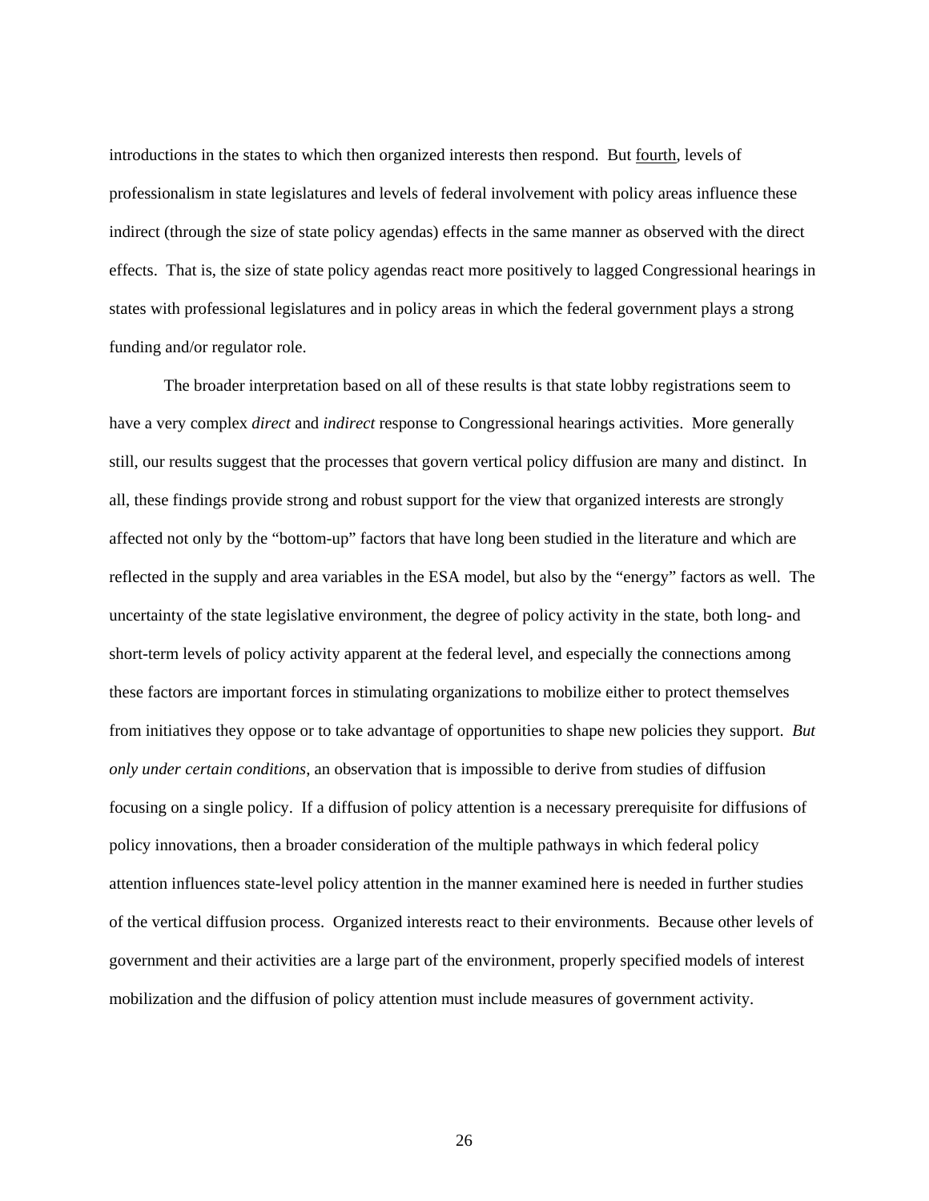introductions in the states to which then organized interests then respond. But <u>fourth</u>, levels of professionalism in state legislatures and levels of federal involvement with policy areas influence these indirect (through the size of state policy agendas) effects in the same manner as observed with the direct effects. That is, the size of state policy agendas react more positively to lagged Congressional hearings in states with professional legislatures and in policy areas in which the federal government plays a strong funding and/or regulator role.

The broader interpretation based on all of these results is that state lobby registrations seem to have a very complex *direct* and *indirect* response to Congressional hearings activities. More generally still, our results suggest that the processes that govern vertical policy diffusion are many and distinct. In all, these findings provide strong and robust support for the view that organized interests are strongly affected not only by the "bottom-up" factors that have long been studied in the literature and which are reflected in the supply and area variables in the ESA model, but also by the "energy" factors as well. The uncertainty of the state legislative environment, the degree of policy activity in the state, both long- and short-term levels of policy activity apparent at the federal level, and especially the connections among these factors are important forces in stimulating organizations to mobilize either to protect themselves from initiatives they oppose or to take advantage of opportunities to shape new policies they support. *But only under certain conditions*, an observation that is impossible to derive from studies of diffusion focusing on a single policy. If a diffusion of policy attention is a necessary prerequisite for diffusions of policy innovations, then a broader consideration of the multiple pathways in which federal policy attention influences state-level policy attention in the manner examined here is needed in further studies of the vertical diffusion process. Organized interests react to their environments. Because other levels of government and their activities are a large part of the environment, properly specified models of interest mobilization and the diffusion of policy attention must include measures of government activity.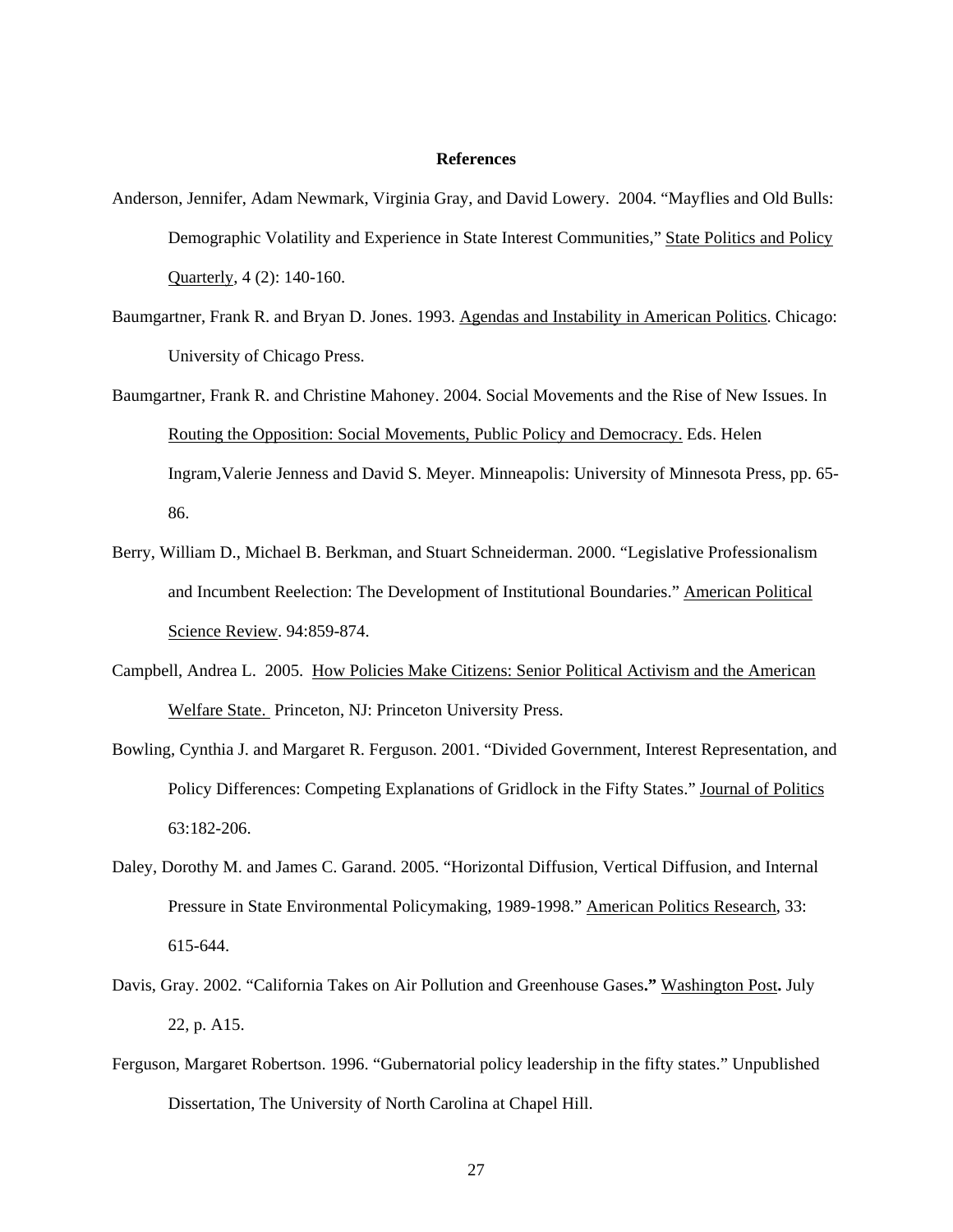**References**

Anderson, Jennifer, Adam Newmark, Virginia Gray, and David Lowery. 2004. "Mayflies and Old Bulls: Demographic Volatility and Experience in State Interest Communities," State Politics and Policy Quarterly, 4 (2): 140-160.

Baumgartner, Frank R. and Bryan D. Jones. 1993. Agendas and Instability in American Politics. Chicago: University of Chicago Press.

Baumgartner, Frank R. and Christine Mahoney. 2004. Social Movements and the Rise of New Issues. In Routing the Opposition: Social Movements, Public Policy and Democracy. Eds. Helen Ingram,Valerie Jenness and David S. Meyer. Minneapolis: University of Minnesota Press, pp. 65-86.

Berry, William D., Michael B. Berkman, and Stuart Schneiderman. 2000. "Legislative Professionalism and Incumbent Reelection: The Development of Institutional Boundaries." American Political Science Review. 94:859-874.

Campbell, Andrea L. 2005. How Policies Make Citizens: Senior Political Activism and the American Welfare State. Princeton, NJ: Princeton University Press.

Bowling, Cynthia J. and Margaret R. Ferguson. 2001. "Divided Government, Interest Representation, and Policy Differences: Competing Explanations of Gridlock in the Fifty States." Journal of Politics 63:182-206.

Daley, Dorothy M. and James C. Garand. 2005. "Horizontal Diffusion, Vertical Diffusion, and Internal Pressure in State Environmental Policymaking, 1989-1998." American Politics Research, 33: 615-644.

Davis, Gray. 2002. "California Takes on Air Pollution and Greenhouse Gases**."** Washington Post**.** July 22, p. A15.

Ferguson, Margaret Robertson. 1996. "Gubernatorial policy leadership in the fifty states." Unpublished Dissertation, The University of North Carolina at Chapel Hill.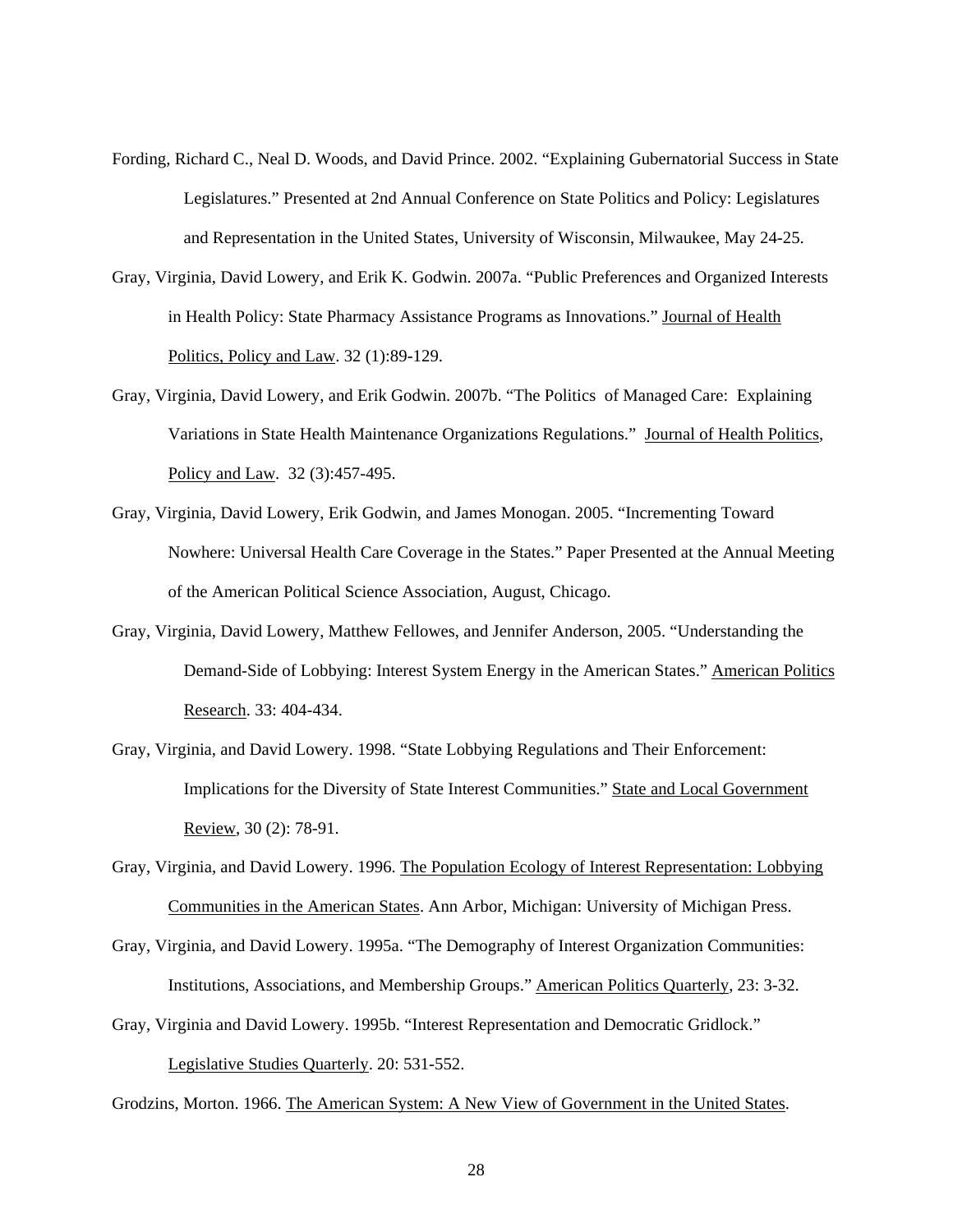Fording, Richard C., Neal D. Woods, and David Prince. 2002. "Explaining Gubernatorial Success in State Legislatures." Presented at 2nd Annual Conference on State Politics and Policy: Legislatures and Representation in the United States, University of Wisconsin, Milwaukee, May 24-25.

Gray, Virginia, David Lowery, and Erik K. Godwin. 2007a. "Public Preferences and Organized Interests in Health Policy: State Pharmacy Assistance Programs as Innovations." Journal of Health Politics, Policy and Law. 32 (1):89-129.

Gray, Virginia, David Lowery, and Erik Godwin. 2007b. "The Politics of Managed Care: Explaining Variations in State Health Maintenance Organizations Regulations." Journal of Health Politics, Policy and Law. 32 (3):457-495.

Gray, Virginia, David Lowery, Erik Godwin, and James Monogan. 2005. "Incrementing Toward Nowhere: Universal Health Care Coverage in the States." Paper Presented at the Annual Meeting of the American Political Science Association, August, Chicago.

Gray, Virginia, David Lowery, Matthew Fellowes, and Jennifer Anderson, 2005. "Understanding the Demand-Side of Lobbying: Interest System Energy in the American States." American Politics Research. 33: 404-434.

Gray, Virginia, and David Lowery. 1998. "State Lobbying Regulations and Their Enforcement: Implications for the Diversity of State Interest Communities." State and Local Government Review, 30 (2): 78-91.

Gray, Virginia, and David Lowery. 1996. The Population Ecology of Interest Representation: Lobbying Communities in the American States. Ann Arbor, Michigan: University of Michigan Press.

Gray, Virginia, and David Lowery. 1995a. "The Demography of Interest Organization Communities: Institutions, Associations, and Membership Groups." American Politics Quarterly, 23: 3-32.

Gray, Virginia and David Lowery. 1995b. "Interest Representation and Democratic Gridlock." Legislative Studies Quarterly. 20: 531-552.

Grodzins, Morton. 1966. The American System: A New View of Government in the United States.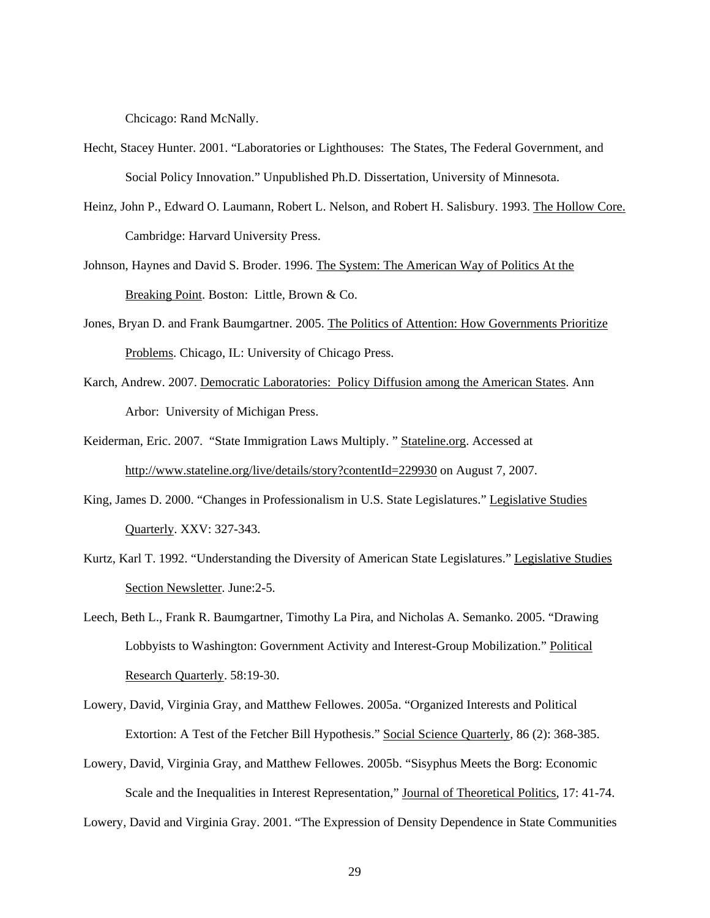Chcicago: Rand McNally.

Hecht, Stacey Hunter. 2001. "Laboratories or Lighthouses: The States, The Federal Government, and Social Policy Innovation." Unpublished Ph.D. Dissertation, University of Minnesota.

Heinz, John P., Edward O. Laumann, Robert L. Nelson, and Robert H. Salisbury. 1993. The Hollow Core. Cambridge: Harvard University Press.

Johnson, Haynes and David S. Broder. 1996. The System: The American Way of Politics At the Breaking Point. Boston: Little, Brown & Co.

Jones, Bryan D. and Frank Baumgartner. 2005. The Politics of Attention: How Governments Prioritize Problems. Chicago, IL: University of Chicago Press.

Karch, Andrew. 2007. Democratic Laboratories: Policy Diffusion among the American States. Ann Arbor: University of Michigan Press.

Keiderman, Eric. 2007. "State Immigration Laws Multiply. " Stateline.org. Accessed at http://www.stateline.org/live/details/story?contentId=229930 on August 7, 2007.

King, James D. 2000. "Changes in Professionalism in U.S. State Legislatures." Legislative Studies Quarterly. XXV: 327-343.

Kurtz, Karl T. 1992. "Understanding the Diversity of American State Legislatures." Legislative Studies Section Newsletter. June:2-5.

Leech, Beth L., Frank R. Baumgartner, Timothy La Pira, and Nicholas A. Semanko. 2005. "Drawing Lobbyists to Washington: Government Activity and Interest-Group Mobilization." Political Research Quarterly. 58:19-30.

Lowery, David, Virginia Gray, and Matthew Fellowes. 2005a. "Organized Interests and Political Extortion: A Test of the Fetcher Bill Hypothesis." Social Science Quarterly, 86 (2): 368-385.

Lowery, David, Virginia Gray, and Matthew Fellowes. 2005b. "Sisyphus Meets the Borg: Economic Scale and the Inequalities in Interest Representation," Journal of Theoretical Politics, 17: 41-74.

Lowery, David and Virginia Gray. 2001. "The Expression of Density Dependence in State Communities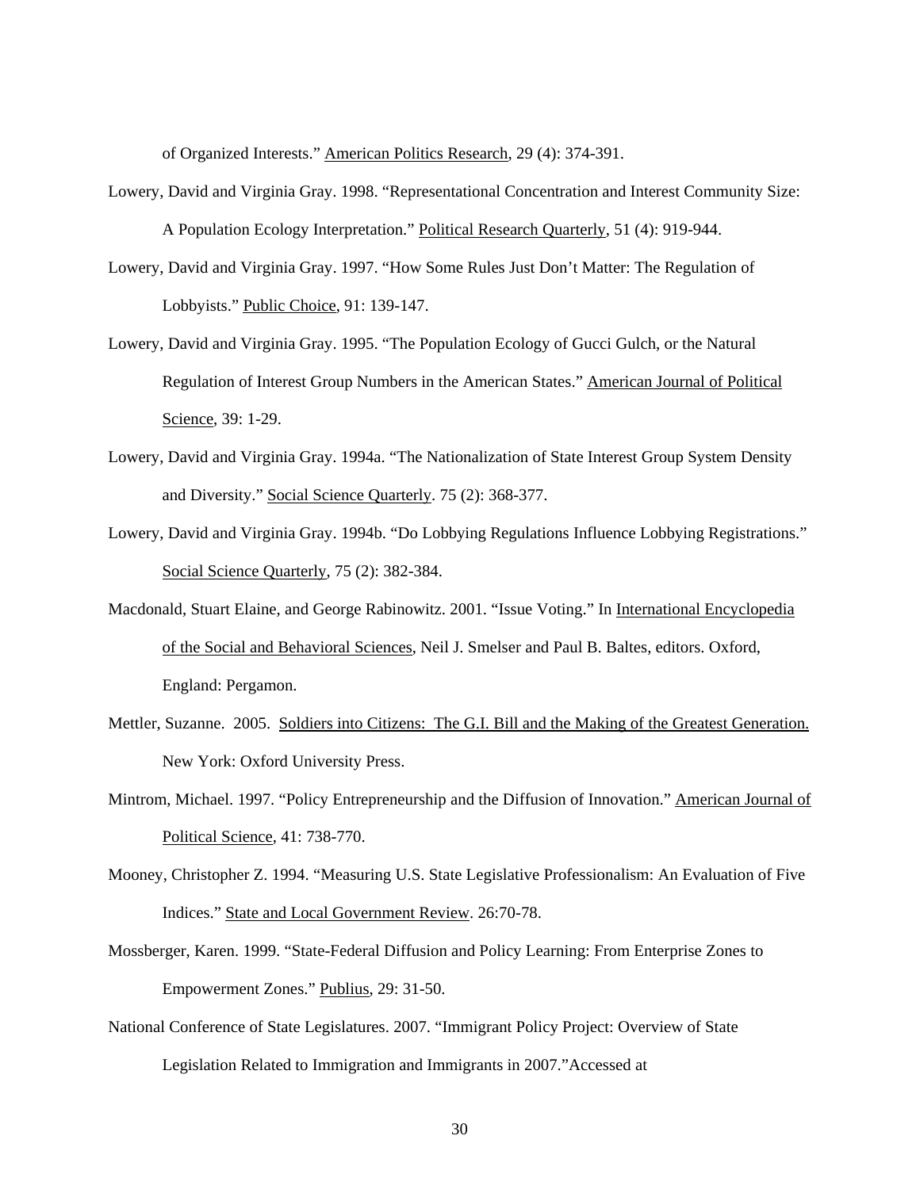of Organized Interests." American Politics Research, 29 (4): 374-391.

Lowery, David and Virginia Gray. 1998. "Representational Concentration and Interest Community Size: A Population Ecology Interpretation." Political Research Quarterly, 51 (4): 919-944.

Lowery, David and Virginia Gray. 1997. "How Some Rules Just Don't Matter: The Regulation of Lobbyists." Public Choice, 91: 139-147.

Lowery, David and Virginia Gray. 1995. "The Population Ecology of Gucci Gulch, or the Natural Regulation of Interest Group Numbers in the American States." American Journal of Political Science, 39: 1-29.

Lowery, David and Virginia Gray. 1994a. "The Nationalization of State Interest Group System Density and Diversity." Social Science Quarterly. 75 (2): 368-377.

Lowery, David and Virginia Gray. 1994b. "Do Lobbying Regulations Influence Lobbying Registrations." Social Science Quarterly, 75 (2): 382-384.

Macdonald, Stuart Elaine, and George Rabinowitz. 2001. "Issue Voting." In International Encyclopedia of the Social and Behavioral Sciences, Neil J. Smelser and Paul B. Baltes, editors. Oxford, England: Pergamon.

Mettler, Suzanne. 2005. Soldiers into Citizens: The G.I. Bill and the Making of the Greatest Generation. New York: Oxford University Press.

Mintrom, Michael. 1997. "Policy Entrepreneurship and the Diffusion of Innovation." American Journal of Political Science, 41: 738-770.

Mooney, Christopher Z. 1994. "Measuring U.S. State Legislative Professionalism: An Evaluation of Five Indices." State and Local Government Review. 26:70-78.

Mossberger, Karen. 1999. "State-Federal Diffusion and Policy Learning: From Enterprise Zones to Empowerment Zones." Publius, 29: 31-50.

National Conference of State Legislatures. 2007. "Immigrant Policy Project: Overview of State Legislation Related to Immigration and Immigrants in 2007."Accessed at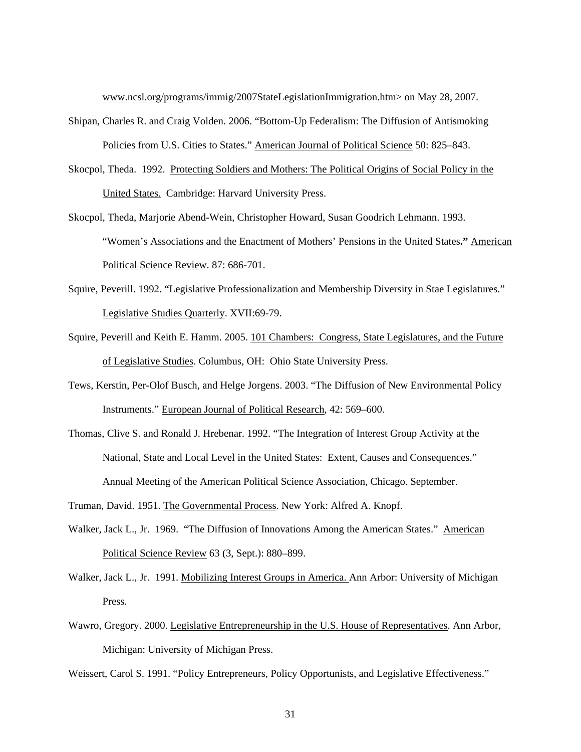www.ncsl.org/programs/immig/2007StateLegislationImmigration.htm> on May 28, 2007.

Shipan, Charles R. and Craig Volden. 2006. "Bottom-Up Federalism: The Diffusion of Antismoking Policies from U.S. Cities to States." American Journal of Political Science 50: 825–843.

Skocpol, Theda. 1992. Protecting Soldiers and Mothers: The Political Origins of Social Policy in the United States. Cambridge: Harvard University Press.

Skocpol, Theda, Marjorie Abend-Wein, Christopher Howard, Susan Goodrich Lehmann. 1993. "Women's Associations and the Enactment of Mothers' Pensions in the United States**."** American Political Science Review. 87: 686-701.

Squire, Peverill. 1992. "Legislative Professionalization and Membership Diversity in Stae Legislatures." Legislative Studies Quarterly. XVII:69-79.

Squire, Peverill and Keith E. Hamm. 2005. 101 Chambers: Congress, State Legislatures, and the Future of Legislative Studies. Columbus, OH: Ohio State University Press.

Tews, Kerstin, Per-Olof Busch, and Helge Jorgens. 2003. "The Diffusion of New Environmental Policy Instruments." European Journal of Political Research, 42: 569–600.

Thomas, Clive S. and Ronald J. Hrebenar. 1992. "The Integration of Interest Group Activity at the National, State and Local Level in the United States: Extent, Causes and Consequences." Annual Meeting of the American Political Science Association, Chicago. September.

Truman, David. 1951. The Governmental Process. New York: Alfred A. Knopf.

Walker, Jack L., Jr. 1969. "The Diffusion of Innovations Among the American States." American Political Science Review 63 (3, Sept.): 880–899.

Walker, Jack L., Jr. 1991. Mobilizing Interest Groups in America. Ann Arbor: University of Michigan Press.

Wawro, Gregory. 2000. Legislative Entrepreneurship in the U.S. House of Representatives. Ann Arbor, Michigan: University of Michigan Press.

Weissert, Carol S. 1991. "Policy Entrepreneurs, Policy Opportunists, and Legislative Effectiveness."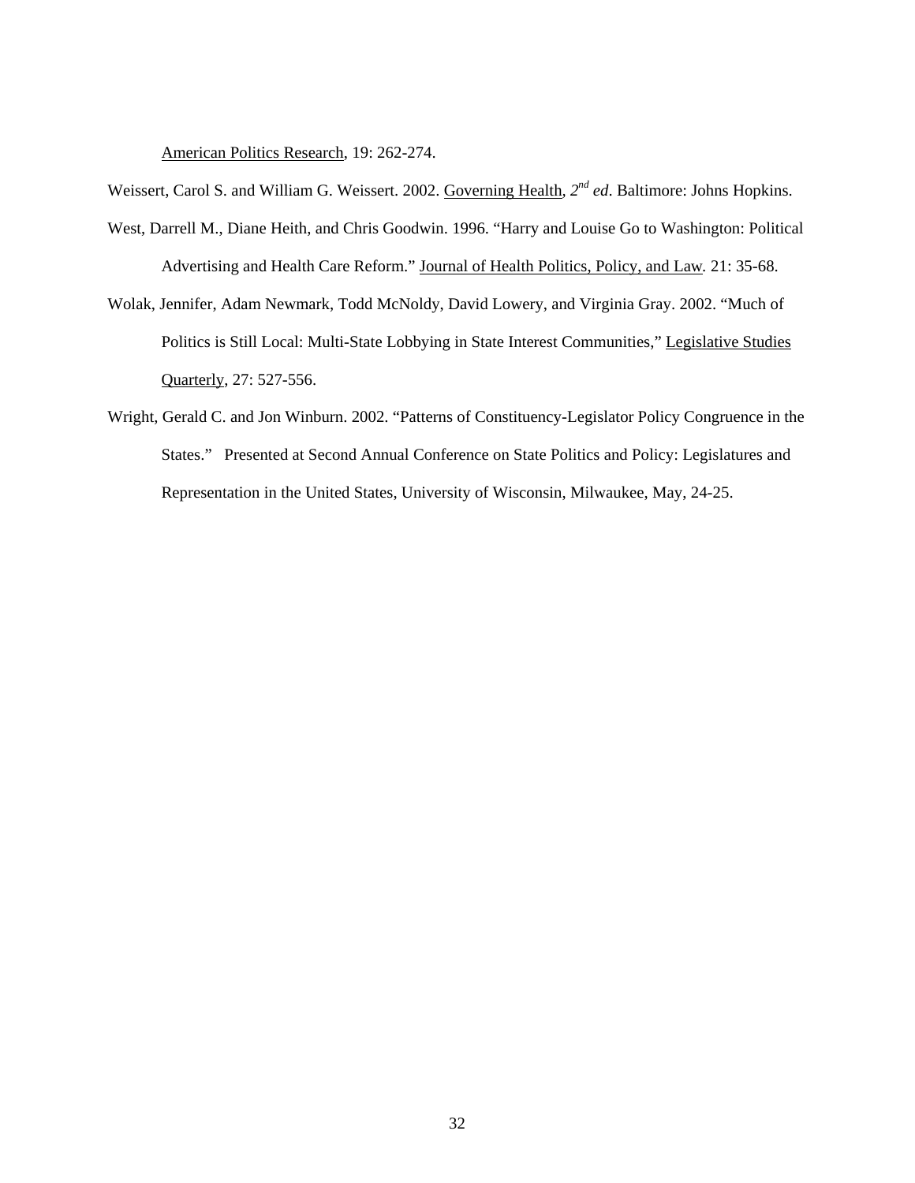American Politics Research, 19: 262-274.

Weissert, Carol S. and William G. Weissert. 2002. Governing Health, *2nd ed*. Baltimore: Johns Hopkins.

West, Darrell M., Diane Heith, and Chris Goodwin. 1996. "Harry and Louise Go to Washington: Political Advertising and Health Care Reform." Journal of Health Politics, Policy, and Law. 21: 35-68.

Wolak, Jennifer, Adam Newmark, Todd McNoldy, David Lowery, and Virginia Gray. 2002. "Much of Politics is Still Local: Multi-State Lobbying in State Interest Communities," Legislative Studies Quarterly, 27: 527-556.

Wright, Gerald C. and Jon Winburn. 2002. "Patterns of Constituency-Legislator Policy Congruence in the States." Presented at Second Annual Conference on State Politics and Policy: Legislatures and Representation in the United States, University of Wisconsin, Milwaukee, May, 24-25.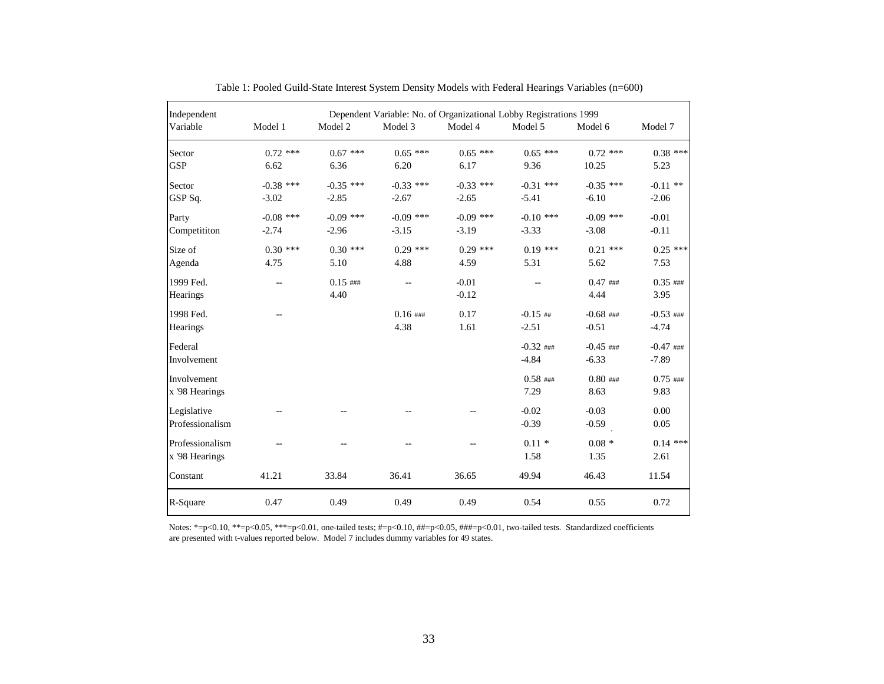Table 1: Pooled Guild-State Interest System Density Models with Federal Hearings Variables (n=600)

| Independent Variable | Dependent Variable: No. of Organizational Lobby Registrations 1999 | | | | | | |
|---|---|---|---|---|---|---|---|
| | Model 1 | Model 2 | Model 3 | Model 4 | Model 5 | Model 6 | Model 7 |
| Sector GSP | 0.72 *** | 0.67 *** | 0.65 *** | 0.65 *** | 0.65 *** | 0.72 *** | 0.38 *** |
| | 6.62 | 6.36 | 6.20 | 6.17 | 9.36 | 10.25 | 5.23 |
| Sector GSP Sq. | -0.38 *** | -0.35 *** | -0.33 *** | -0.33 *** | -0.31 *** | -0.35 *** | -0.11 ** |
| | -3.02 | -2.85 | -2.67 | -2.65 | -5.41 | -6.10 | -2.06 |
| Party Competititon | -0.08 *** | -0.09 *** | -0.09 *** | -0.09 *** | -0.10 *** | -0.09 *** | -0.01 |
| | -2.74 | -2.96 | -3.15 | -3.19 | -3.33 | -3.08 | -0.11 |
| Size of Agenda | 0.30 *** | 0.30 *** | 0.29 *** | 0.29 *** | 0.19 *** | 0.21 *** | 0.25 *** |
| | 4.75 | 5.10 | 4.88 | 4.59 | 5.31 | 5.62 | 7.53 |
| 1999 Fed. Hearings | -- | 0.15 ### | -- | -0.01 | -- | 0.47 ### | 0.35 ### |
| | | 4.40 | | -0.12 | | 4.44 | 3.95 |
| 1998 Fed. Hearings | -- | | 0.16 ### | 0.17 | -0.15 ## | -0.68 ### | -0.53 ### |
| | | | 4.38 | 1.61 | -2.51 | -0.51 | -4.74 |
| Federal Involvement | | | | | -0.32 ### | -0.45 ### | -0.47 ### |
| | | | | | -4.84 | -6.33 | -7.89 |
| Involvement x '98 Hearings | | | | | 0.58 ### | 0.80 ### | 0.75 ### |
| | | | | | 7.29 | 8.63 | 9.83 |
| Legislative Professionalism | -- | -- | -- | -- | -0.02 | -0.03 | 0.00 |
| | | | | | -0.39 | -0.59 | 0.05 |
| Professionalism x '98 Hearings | -- | -- | -- | -- | 0.11 * | 0.08 * | 0.14 *** |
| | | | | | 1.58 | 1.35 | 2.61 |
| Constant | 41.21 | 33.84 | 36.41 | 36.65 | 49.94 | 46.43 | 11.54 |
| R-Square | 0.47 | 0.49 | 0.49 | 0.49 | 0.54 | 0.55 | 0.72 |

Notes: *=p<0.10, **=p<0.05, ***=p<0.01, one-tailed tests; #=p<0.10, ##=p<0.05, ###=p<0.01, two-tailed tests. Standardized coefficients are presented with t-values reported below. Model 7 includes dummy variables for 49 states.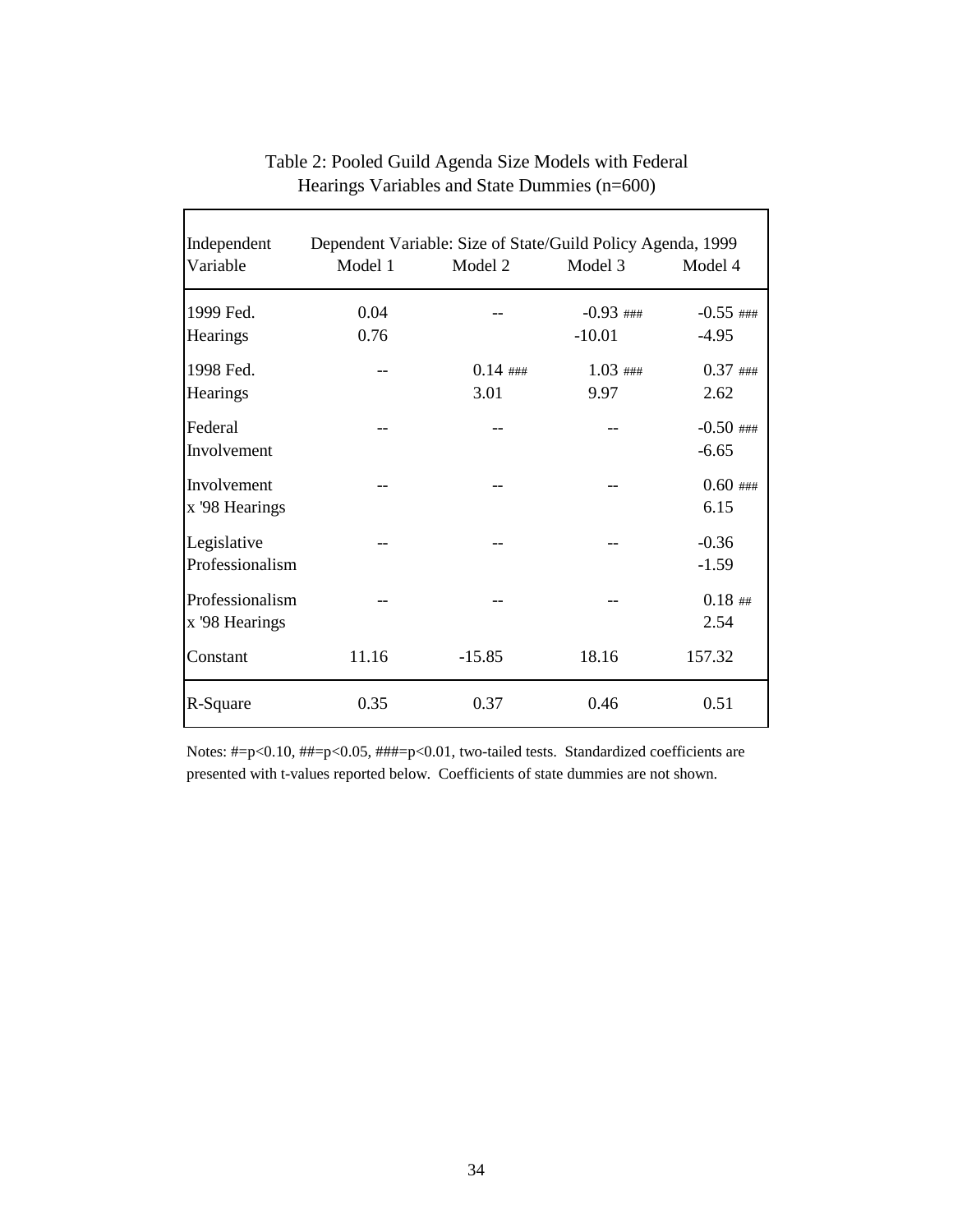Table 2: Pooled Guild Agenda Size Models with Federal Hearings Variables and State Dummies (n=600)

| Independent Variable | Dependent Variable: Size of State/Guild Policy Agenda, 1999 | | | |
|---|---|---|---|---|
| | Model 1 | Model 2 | Model 3 | Model 4 |
| 1999 Fed. Hearings | 0.04 | -- | -0.93 ### | -0.55 ### |
| | 0.76 | | -10.01 | -4.95 |
| 1998 Fed. Hearings | -- | 0.14 ### | 1.03 ### | 0.37 ### |
| | | 3.01 | 9.97 | 2.62 |
| Federal Involvement | -- | -- | -- | -0.50 ### |
| | | | | -6.65 |
| Involvement x '98 Hearings | -- | -- | -- | 0.60 ### |
| | | | | 6.15 |
| Legislative Professionalism | -- | -- | -- | -0.36 |
| | | | | -1.59 |
| Professionalism x '98 Hearings | -- | -- | -- | 0.18 ## |
| | | | | 2.54 |
| Constant | 11.16 | -15.85 | 18.16 | 157.32 |
| R-Square | 0.35 | 0.37 | 0.46 | 0.51 |

Notes: #=p<0.10, ##=p<0.05, ###=p<0.01, two-tailed tests. Standardized coefficients are presented with t-values reported below. Coefficients of state dummies are not shown.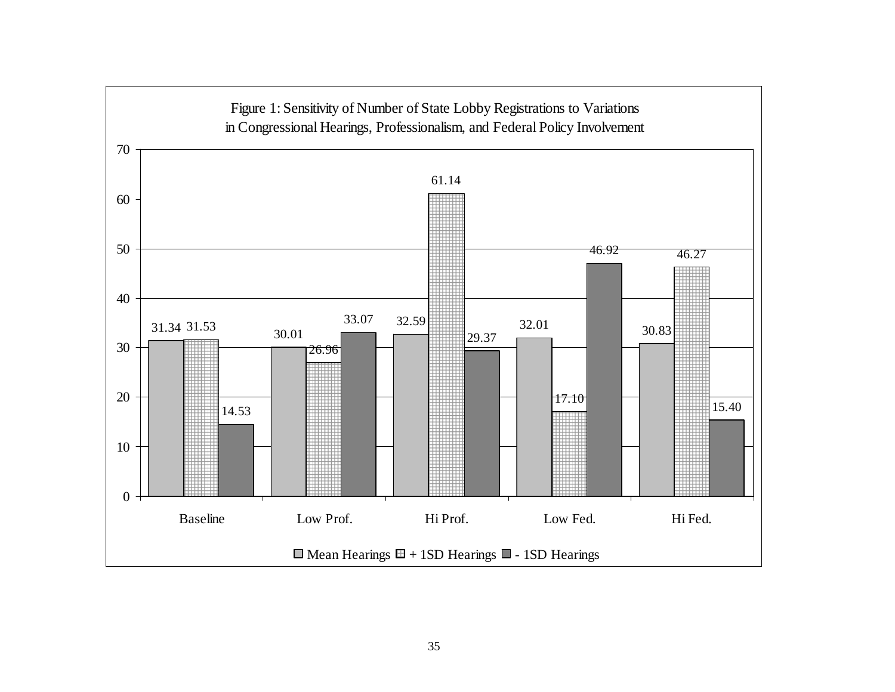Figure 1: Sensitivity of Number of State Lobby Registrations to Variations in Congressional Hearings, Professionalism, and Federal Policy Involvement

| | Mean Hearings | + 1SD Hearings | - 1SD Hearings |
|---|---|---|---|
| Baseline | 31.34 | 31.53 | 14.53 |
| Low Prof. | 30.01 | 26.96 | 33.07 |
| Hi Prof. | 32.59 | 61.14 | 29.37 |
| Low Fed. | 32.01 | 17.10 | 46.92 |
| Hi Fed. | 30.83 | 46.27 | 15.40 |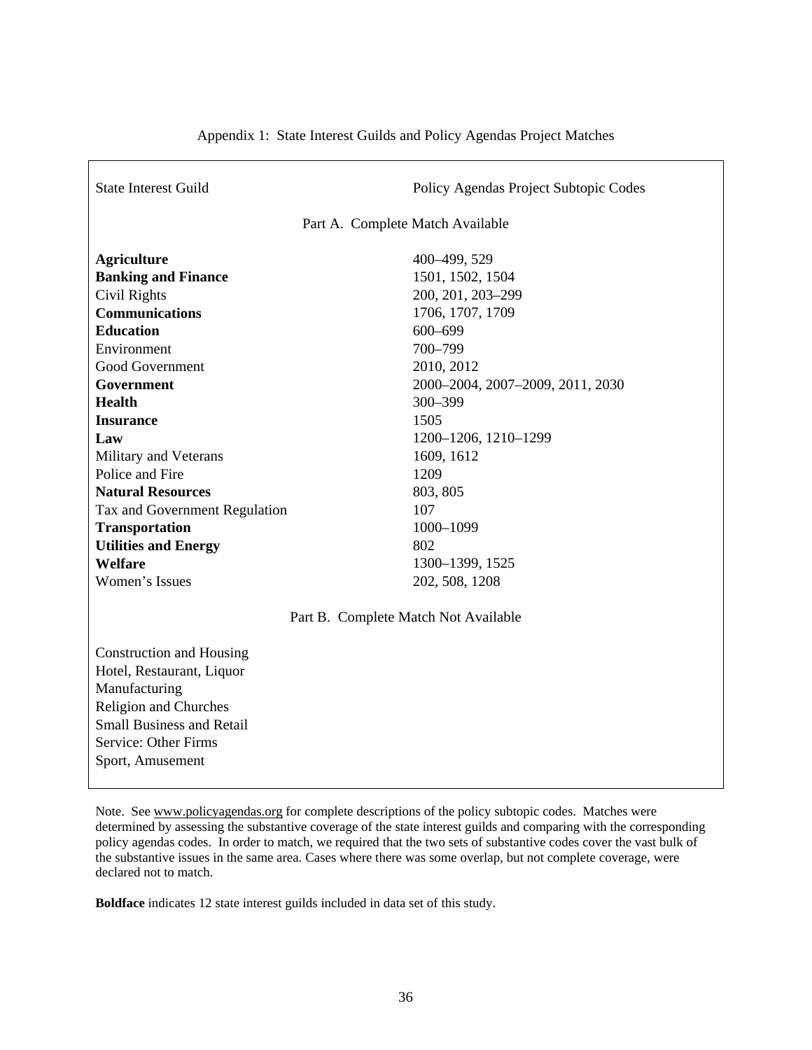Appendix 1: State Interest Guilds and Policy Agendas Project Matches

| State Interest Guild | Policy Agendas Project Subtopic Codes |
| --- | --- |
| Part A. Complete Match Available | |
| **Agriculture** | 400–499, 529 |
| **Banking and Finance** | 1501, 1502, 1504 |
| Civil Rights | 200, 201, 203–299 |
| **Communications** | 1706, 1707, 1709 |
| **Education** | 600–699 |
| Environment | 700–799 |
| Good Government | 2010, 2012 |
| **Government** | 2000–2004, 2007–2009, 2011, 2030 |
| **Health** | 300–399 |
| **Insurance** | 1505 |
| **Law** | 1200–1206, 1210–1299 |
| Military and Veterans | 1609, 1612 |
| Police and Fire | 1209 |
| **Natural Resources** | 803, 805 |
| Tax and Government Regulation | 107 |
| **Transportation** | 1000–1099 |
| **Utilities and Energy** | 802 |
| **Welfare** | 1300–1399, 1525 |
| Women's Issues | 202, 508, 1208 |
| Part B. Complete Match Not Available | |
| Construction and Housing | |
| Hotel, Restaurant, Liquor | |
| Manufacturing | |
| Religion and Churches | |
| Small Business and Retail | |
| Service: Other Firms | |
| Sport, Amusement | |

Note. See www.policyagendas.org for complete descriptions of the policy subtopic codes. Matches were determined by assessing the substantive coverage of the state interest guilds and comparing with the corresponding policy agendas codes. In order to match, we required that the two sets of substantive codes cover the vast bulk of the substantive issues in the same area. Cases where there was some overlap, but not complete coverage, were declared not to match.

**Boldface** indicates 12 state interest guilds included in data set of this study.